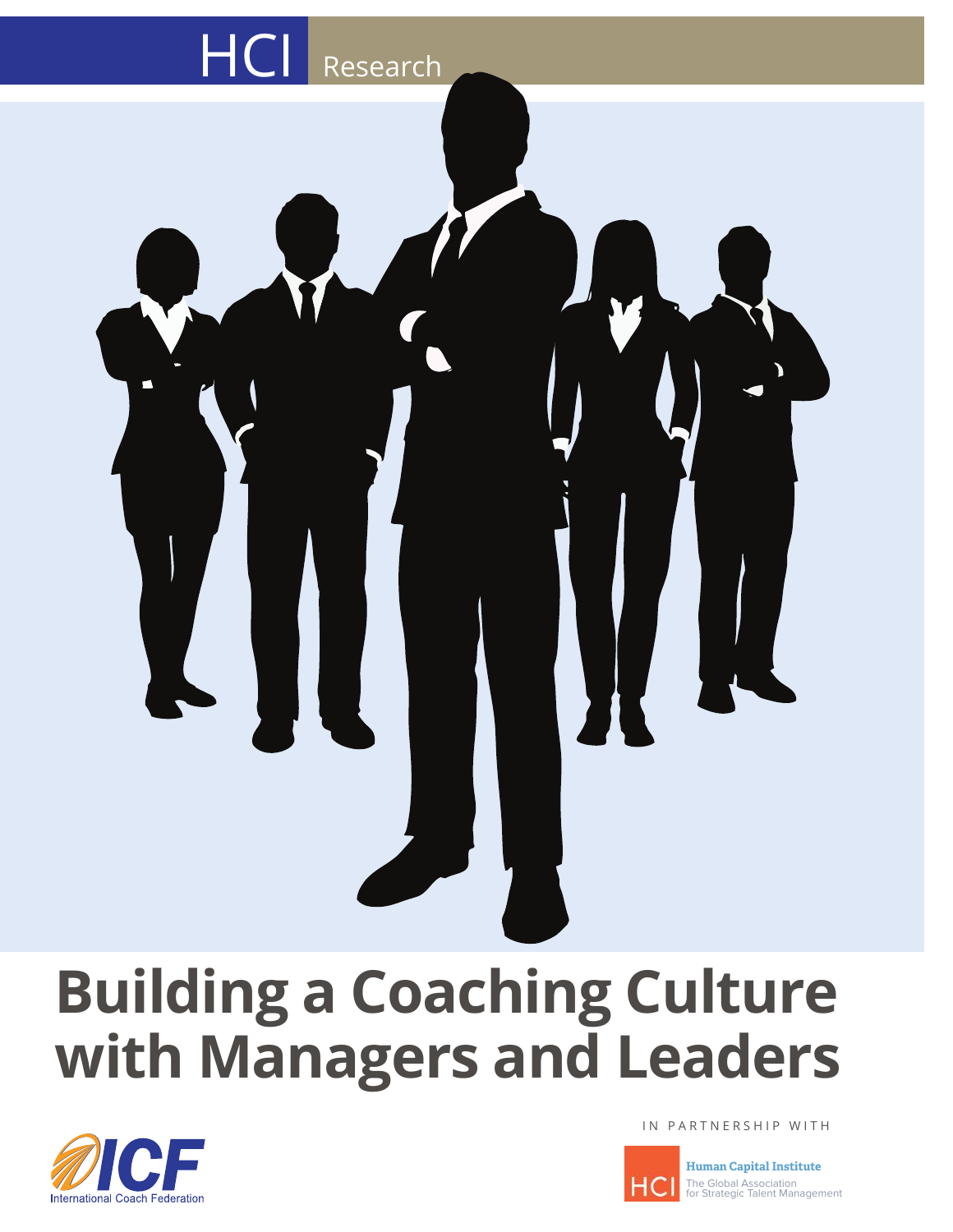HCI Research

# Building a Coaching Culture with Managers and Leaders

International Coach Federation

IN PARTNERSHIP WITH

Human Capital Institute
The Global Association for Strategic Talent Management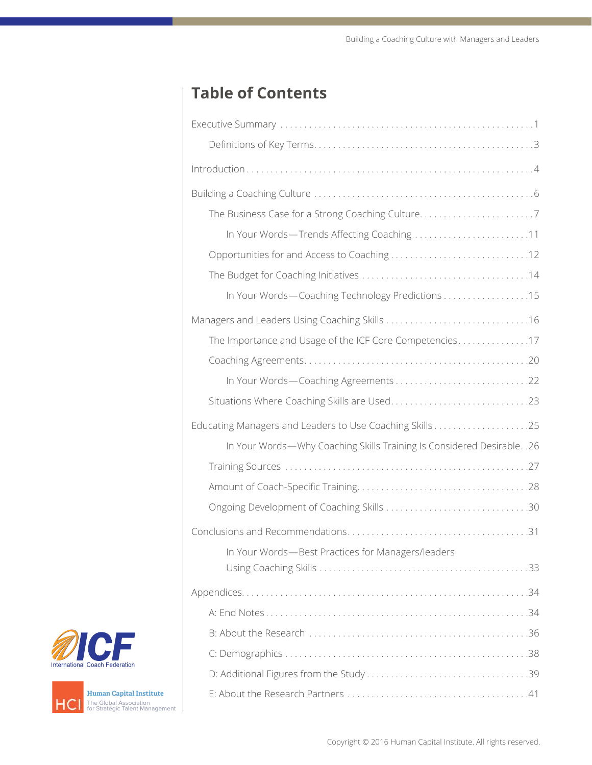# Table of Contents

- Executive Summary ... 1
  - Definitions of Key Terms ... 3
- Introduction ... 4
- Building a Coaching Culture ... 6
  - The Business Case for a Strong Coaching Culture ... 7
    - In Your Words—Trends Affecting Coaching ... 11
  - Opportunities for and Access to Coaching ... 12
  - The Budget for Coaching Initiatives ... 14
    - In Your Words—Coaching Technology Predictions ... 15
- Managers and Leaders Using Coaching Skills ... 16
  - The Importance and Usage of the ICF Core Competencies ... 17
  - Coaching Agreements ... 20
    - In Your Words—Coaching Agreements ... 22
  - Situations Where Coaching Skills are Used ... 23
- Educating Managers and Leaders to Use Coaching Skills ... 25
    - In Your Words—Why Coaching Skills Training Is Considered Desirable ... 26
  - Training Sources ... 27
  - Amount of Coach-Specific Training ... 28
  - Ongoing Development of Coaching Skills ... 30
- Conclusions and Recommendations ... 31
    - In Your Words—Best Practices for Managers/leaders Using Coaching Skills ... 33
- Appendices ... 34
  - A: End Notes ... 34
  - B: About the Research ... 36
  - C: Demographics ... 38
  - D: Additional Figures from the Study ... 39
  - E: About the Research Partners ... 41

ICF International Coach Federation

HCI Human Capital Institute The Global Association for Strategic Talent Management

Copyright © 2016 Human Capital Institute. All rights reserved.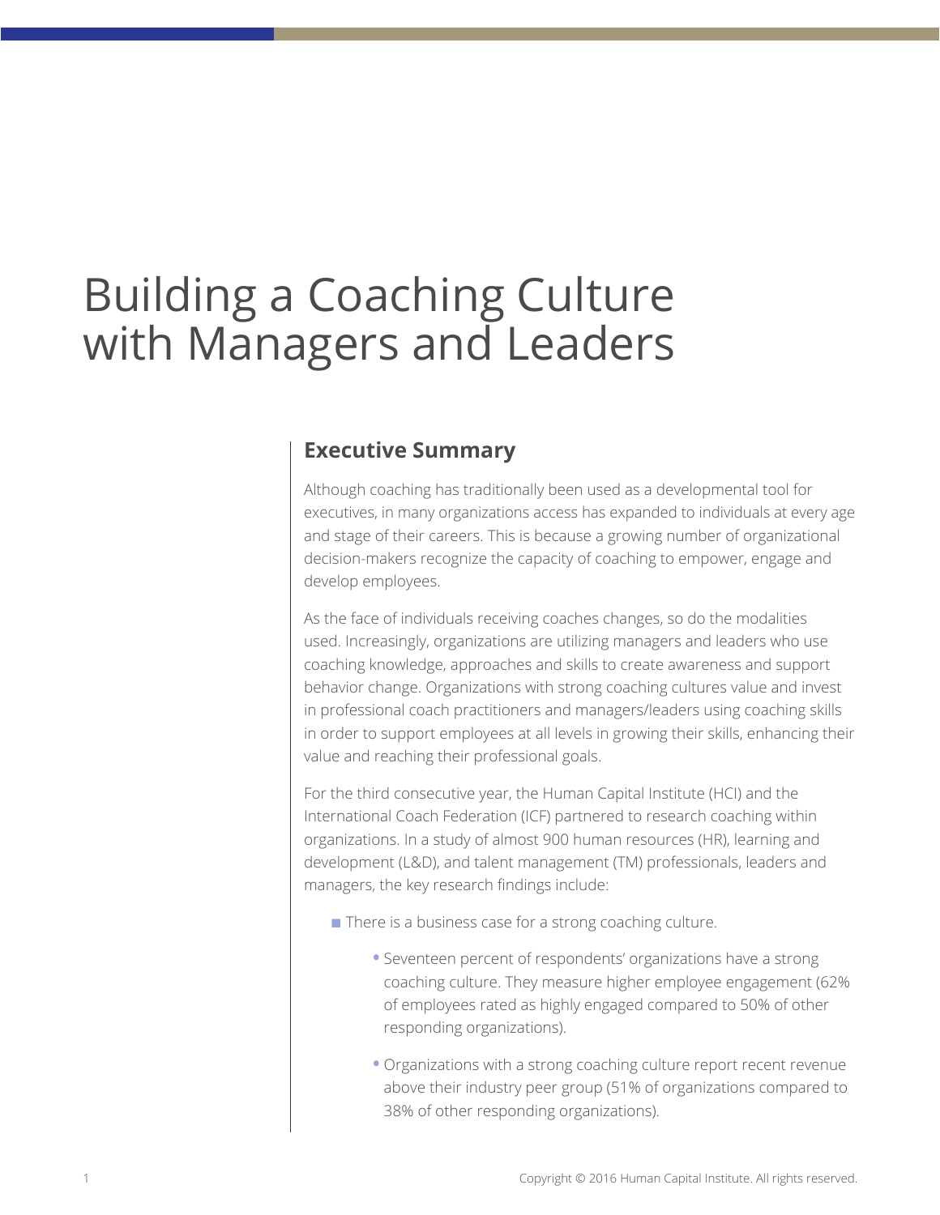# Building a Coaching Culture with Managers and Leaders

## Executive Summary

Although coaching has traditionally been used as a developmental tool for executives, in many organizations access has expanded to individuals at every age and stage of their careers. This is because a growing number of organizational decision-makers recognize the capacity of coaching to empower, engage and develop employees.

As the face of individuals receiving coaches changes, so do the modalities used. Increasingly, organizations are utilizing managers and leaders who use coaching knowledge, approaches and skills to create awareness and support behavior change. Organizations with strong coaching cultures value and invest in professional coach practitioners and managers/leaders using coaching skills in order to support employees at all levels in growing their skills, enhancing their value and reaching their professional goals.

For the third consecutive year, the Human Capital Institute (HCI) and the International Coach Federation (ICF) partnered to research coaching within organizations. In a study of almost 900 human resources (HR), learning and development (L&D), and talent management (TM) professionals, leaders and managers, the key research findings include:

- There is a business case for a strong coaching culture.
  - Seventeen percent of respondents' organizations have a strong coaching culture. They measure higher employee engagement (62% of employees rated as highly engaged compared to 50% of other responding organizations).
  - Organizations with a strong coaching culture report recent revenue above their industry peer group (51% of organizations compared to 38% of other responding organizations).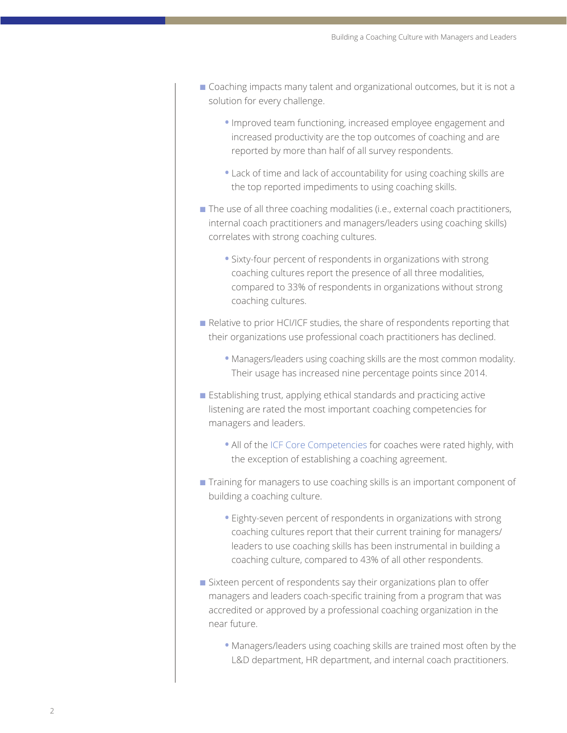- Coaching impacts many talent and organizational outcomes, but it is not a solution for every challenge.
  - Improved team functioning, increased employee engagement and increased productivity are the top outcomes of coaching and are reported by more than half of all survey respondents.
  - Lack of time and lack of accountability for using coaching skills are the top reported impediments to using coaching skills.
- The use of all three coaching modalities (i.e., external coach practitioners, internal coach practitioners and managers/leaders using coaching skills) correlates with strong coaching cultures.
  - Sixty-four percent of respondents in organizations with strong coaching cultures report the presence of all three modalities, compared to 33% of respondents in organizations without strong coaching cultures.
- Relative to prior HCI/ICF studies, the share of respondents reporting that their organizations use professional coach practitioners has declined.
  - Managers/leaders using coaching skills are the most common modality. Their usage has increased nine percentage points since 2014.
- Establishing trust, applying ethical standards and practicing active listening are rated the most important coaching competencies for managers and leaders.
  - All of the ICF Core Competencies for coaches were rated highly, with the exception of establishing a coaching agreement.
- Training for managers to use coaching skills is an important component of building a coaching culture.
  - Eighty-seven percent of respondents in organizations with strong coaching cultures report that their current training for managers/leaders to use coaching skills has been instrumental in building a coaching culture, compared to 43% of all other respondents.
- Sixteen percent of respondents say their organizations plan to offer managers and leaders coach-specific training from a program that was accredited or approved by a professional coaching organization in the near future.
  - Managers/leaders using coaching skills are trained most often by the L&D department, HR department, and internal coach practitioners.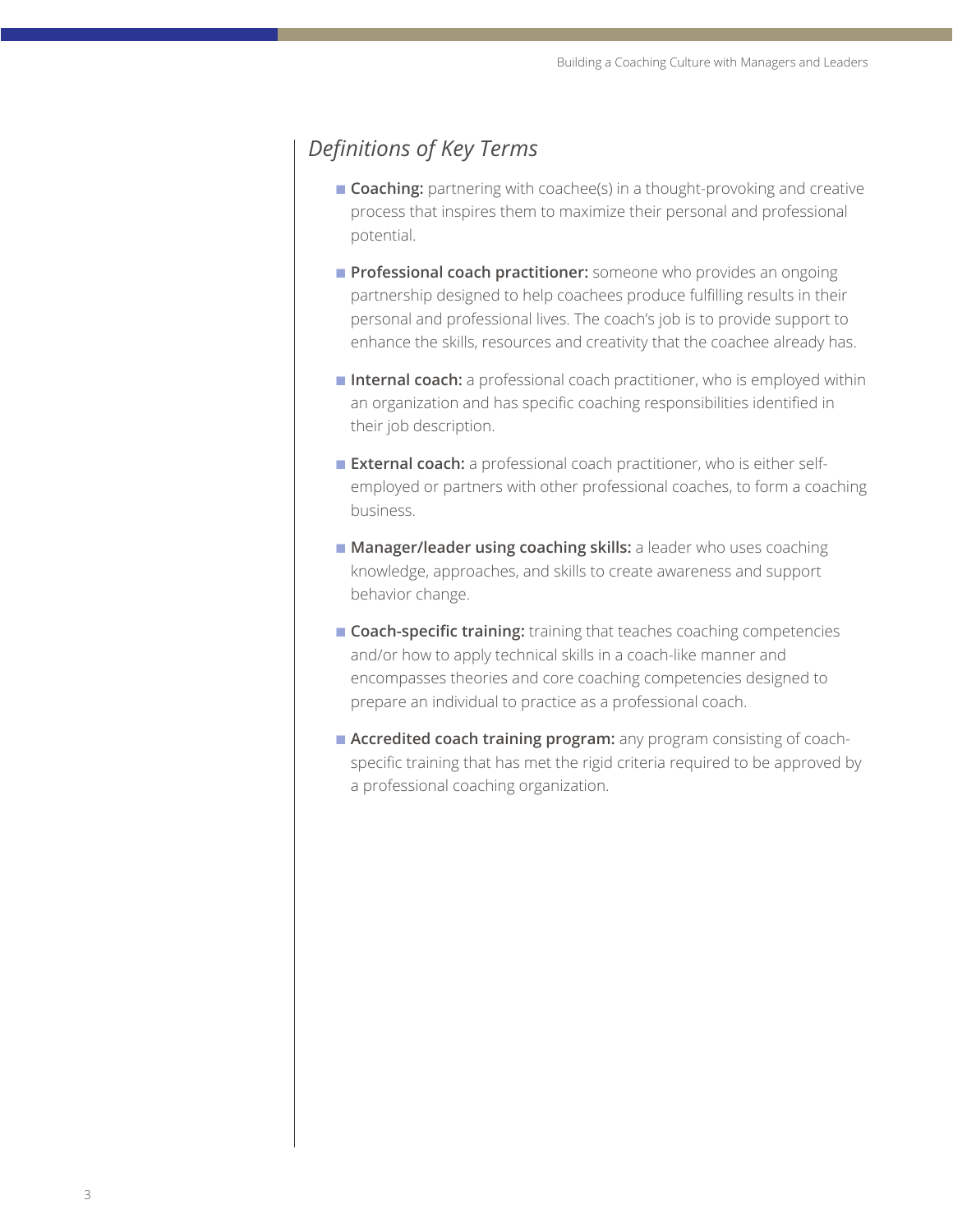## *Definitions of Key Terms*

- **Coaching:** partnering with coachee(s) in a thought-provoking and creative process that inspires them to maximize their personal and professional potential.
- **Professional coach practitioner:** someone who provides an ongoing partnership designed to help coachees produce fulfilling results in their personal and professional lives. The coach's job is to provide support to enhance the skills, resources and creativity that the coachee already has.
- **Internal coach:** a professional coach practitioner, who is employed within an organization and has specific coaching responsibilities identified in their job description.
- **External coach:** a professional coach practitioner, who is either self-employed or partners with other professional coaches, to form a coaching business.
- **Manager/leader using coaching skills:** a leader who uses coaching knowledge, approaches, and skills to create awareness and support behavior change.
- **Coach-specific training:** training that teaches coaching competencies and/or how to apply technical skills in a coach-like manner and encompasses theories and core coaching competencies designed to prepare an individual to practice as a professional coach.
- **Accredited coach training program:** any program consisting of coach-specific training that has met the rigid criteria required to be approved by a professional coaching organization.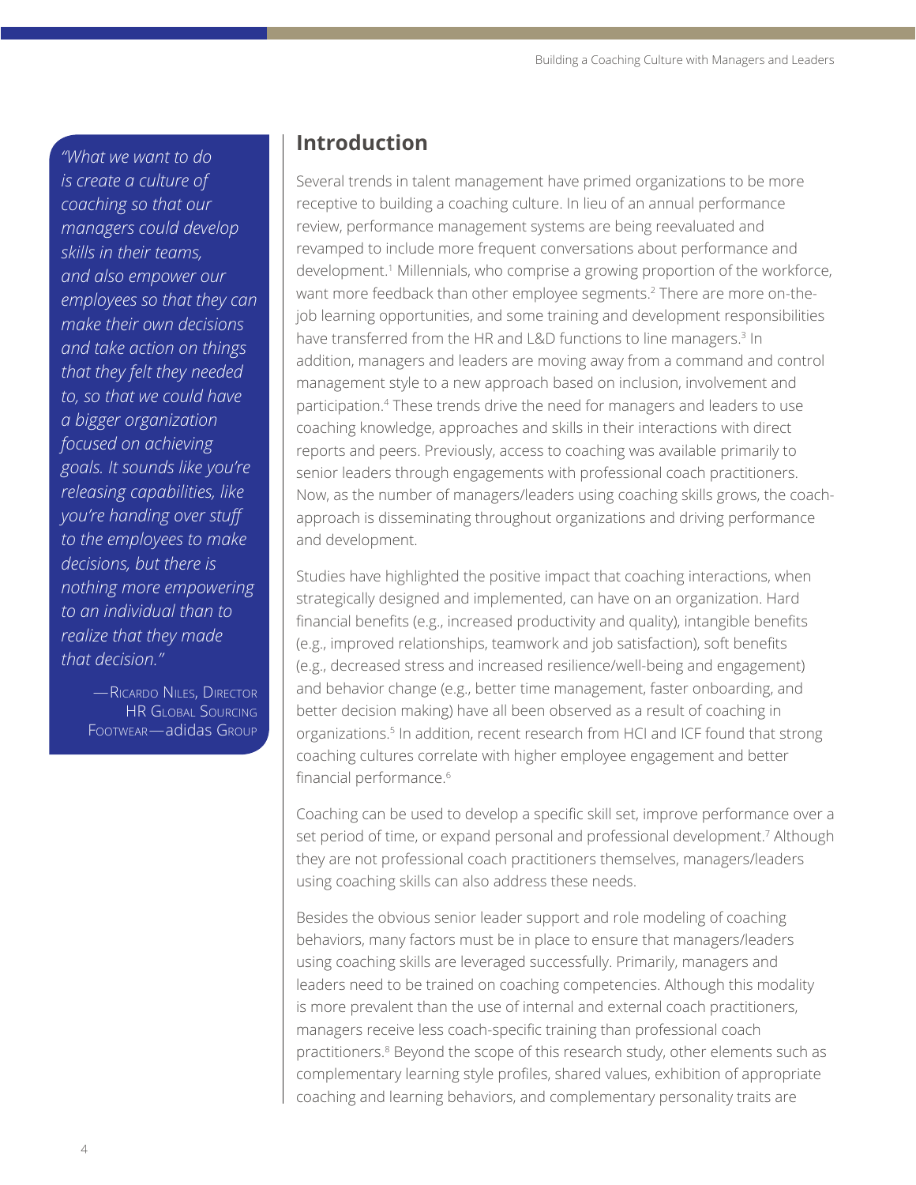> *"What we want to do is create a culture of coaching so that our managers could develop skills in their teams, and also empower our employees so that they can make their own decisions and take action on things that they felt they needed to, so that we could have a bigger organization focused on achieving goals. It sounds like you're releasing capabilities, like you're handing over stuff to the employees to make decisions, but there is nothing more empowering to an individual than to realize that they made that decision."*
>
> —Ricardo Niles, Director HR Global Sourcing Footwear—adidas Group

## Introduction

Several trends in talent management have primed organizations to be more receptive to building a coaching culture. In lieu of an annual performance review, performance management systems are being reevaluated and revamped to include more frequent conversations about performance and development.[1] Millennials, who comprise a growing proportion of the workforce, want more feedback than other employee segments.[2] There are more on-the-job learning opportunities, and some training and development responsibilities have transferred from the HR and L&D functions to line managers.[3] In addition, managers and leaders are moving away from a command and control management style to a new approach based on inclusion, involvement and participation.[4] These trends drive the need for managers and leaders to use coaching knowledge, approaches and skills in their interactions with direct reports and peers. Previously, access to coaching was available primarily to senior leaders through engagements with professional coach practitioners. Now, as the number of managers/leaders using coaching skills grows, the coach-approach is disseminating throughout organizations and driving performance and development.

Studies have highlighted the positive impact that coaching interactions, when strategically designed and implemented, can have on an organization. Hard financial benefits (e.g., increased productivity and quality), intangible benefits (e.g., improved relationships, teamwork and job satisfaction), soft benefits (e.g., decreased stress and increased resilience/well-being and engagement) and behavior change (e.g., better time management, faster onboarding, and better decision making) have all been observed as a result of coaching in organizations.[5] In addition, recent research from HCI and ICF found that strong coaching cultures correlate with higher employee engagement and better financial performance.[6]

Coaching can be used to develop a specific skill set, improve performance over a set period of time, or expand personal and professional development.[7] Although they are not professional coach practitioners themselves, managers/leaders using coaching skills can also address these needs.

Besides the obvious senior leader support and role modeling of coaching behaviors, many factors must be in place to ensure that managers/leaders using coaching skills are leveraged successfully. Primarily, managers and leaders need to be trained on coaching competencies. Although this modality is more prevalent than the use of internal and external coach practitioners, managers receive less coach-specific training than professional coach practitioners.[8] Beyond the scope of this research study, other elements such as complementary learning style profiles, shared values, exhibition of appropriate coaching and learning behaviors, and complementary personality traits are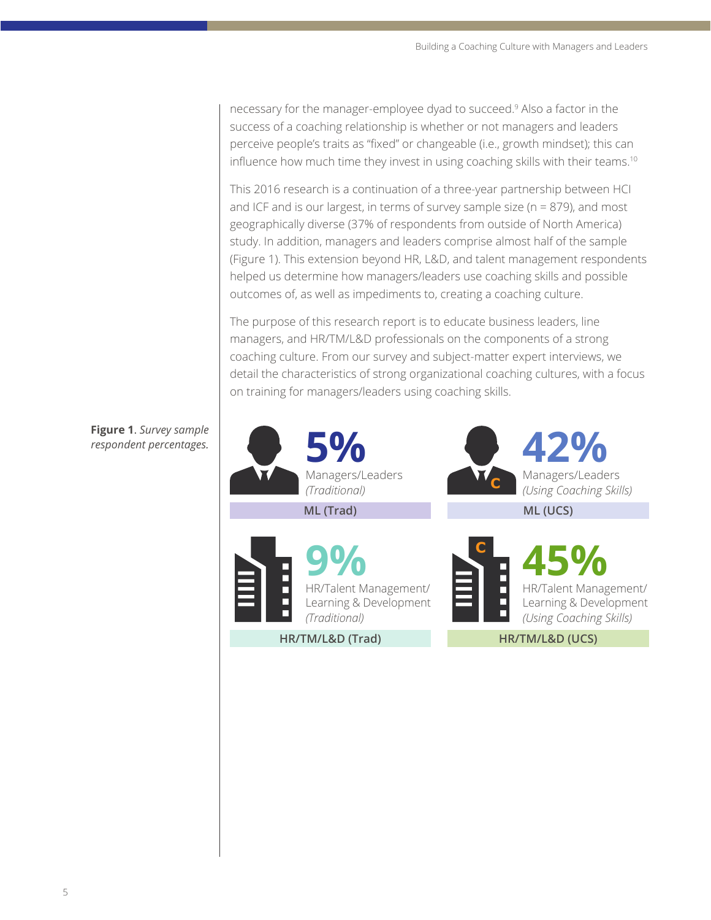necessary for the manager-employee dyad to succeed.[9] Also a factor in the success of a coaching relationship is whether or not managers and leaders perceive people's traits as "fixed" or changeable (i.e., growth mindset); this can influence how much time they invest in using coaching skills with their teams.[10]

This 2016 research is a continuation of a three-year partnership between HCI and ICF and is our largest, in terms of survey sample size (n = 879), and most geographically diverse (37% of respondents from outside of North America) study. In addition, managers and leaders comprise almost half of the sample (Figure 1). This extension beyond HR, L&D, and talent management respondents helped us determine how managers/leaders use coaching skills and possible outcomes of, as well as impediments to, creating a coaching culture.

The purpose of this research report is to educate business leaders, line managers, and HR/TM/L&D professionals on the components of a strong coaching culture. From our survey and subject-matter expert interviews, we detail the characteristics of strong organizational coaching cultures, with a focus on training for managers/leaders using coaching skills.

**Figure 1**. *Survey sample respondent percentages.*

**5%** Managers/Leaders *(Traditional)* — **ML (Trad)**

**42%** Managers/Leaders *(Using Coaching Skills)* — **ML (UCS)**

**9%** HR/Talent Management/ Learning & Development *(Traditional)* — **HR/TM/L&D (Trad)**

**45%** HR/Talent Management/ Learning & Development *(Using Coaching Skills)* — **HR/TM/L&D (UCS)**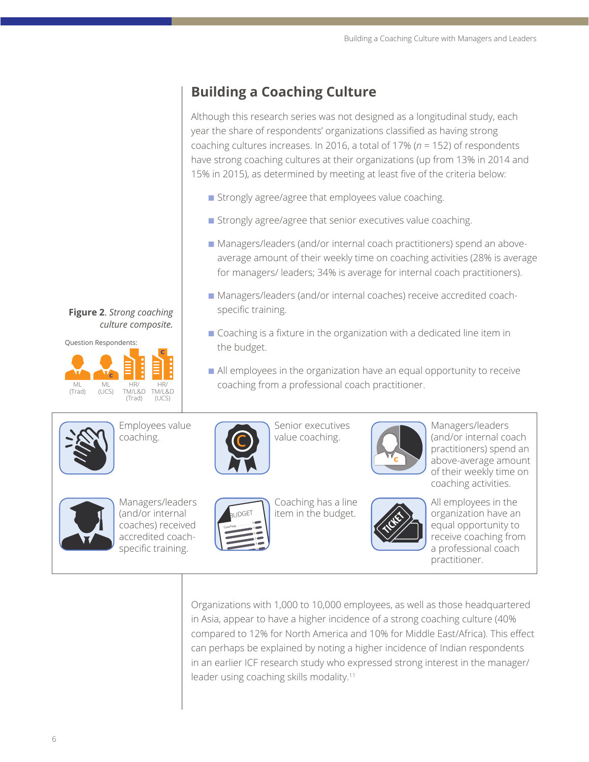## Building a Coaching Culture

Although this research series was not designed as a longitudinal study, each year the share of respondents' organizations classified as having strong coaching cultures increases. In 2016, a total of 17% (*n* = 152) of respondents have strong coaching cultures at their organizations (up from 13% in 2014 and 15% in 2015), as determined by meeting at least five of the criteria below:

- Strongly agree/agree that employees value coaching.
- Strongly agree/agree that senior executives value coaching.
- Managers/leaders (and/or internal coach practitioners) spend an above-average amount of their weekly time on coaching activities (28% is average for managers/ leaders; 34% is average for internal coach practitioners).
- Managers/leaders (and/or internal coaches) receive accredited coach-specific training.
- Coaching is a fixture in the organization with a dedicated line item in the budget.
- All employees in the organization have an equal opportunity to receive coaching from a professional coach practitioner.

**Figure 2**. *Strong coaching culture composite.*

Question Respondents: ML (Trad), ML (UCS), HR/ TM/L&D (Trad), HR/ TM/L&D (UCS)

- Employees value coaching.
- Senior executives value coaching.
- Managers/leaders (and/or internal coach practitioners) spend an above-average amount of their weekly time on coaching activities.
- Managers/leaders (and/or internal coaches) received accredited coach-specific training.
- Coaching has a line item in the budget.
- All employees in the organization have an equal opportunity to receive coaching from a professional coach practitioner.

Organizations with 1,000 to 10,000 employees, as well as those headquartered in Asia, appear to have a higher incidence of a strong coaching culture (40% compared to 12% for North America and 10% for Middle East/Africa). This effect can perhaps be explained by noting a higher incidence of Indian respondents in an earlier ICF research study who expressed strong interest in the manager/ leader using coaching skills modality.[11]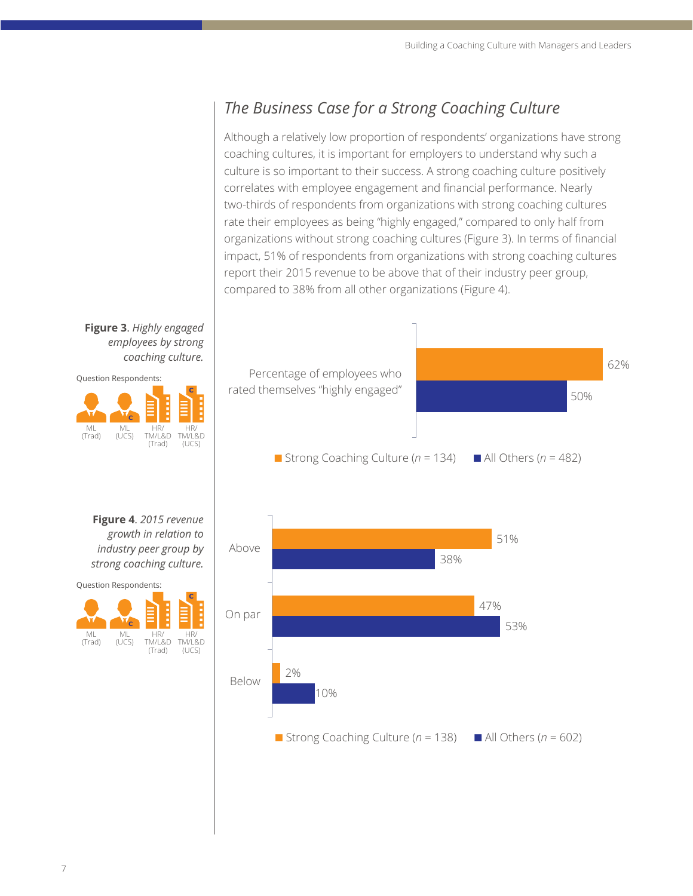## *The Business Case for a Strong Coaching Culture*

Although a relatively low proportion of respondents' organizations have strong coaching cultures, it is important for employers to understand why such a culture is so important to their success. A strong coaching culture positively correlates with employee engagement and financial performance. Nearly two-thirds of respondents from organizations with strong coaching cultures rate their employees as being "highly engaged," compared to only half from organizations without strong coaching cultures (Figure 3). In terms of financial impact, 51% of respondents from organizations with strong coaching cultures report their 2015 revenue to be above that of their industry peer group, compared to 38% from all other organizations (Figure 4).

**Figure 3**. *Highly engaged employees by strong coaching culture.*

Question Respondents: ML (Trad), ML (UCS), HR/TM/L&D (Trad), HR/TM/L&D (UCS)

| | Strong Coaching Culture ($n$ = 134) | All Others ($n$ = 482) |
| --- | --- | --- |
| Percentage of employees who rated themselves "highly engaged" | 62% | 50% |

**Figure 4**. *2015 revenue growth in relation to industry peer group by strong coaching culture.*

Question Respondents: ML (Trad), ML (UCS), HR/TM/L&D (Trad), HR/TM/L&D (UCS)

| | Strong Coaching Culture ($n$ = 138) | All Others ($n$ = 602) |
| --- | --- | --- |
| Above | 51% | 38% |
| On par | 47% | 53% |
| Below | 2% | 10% |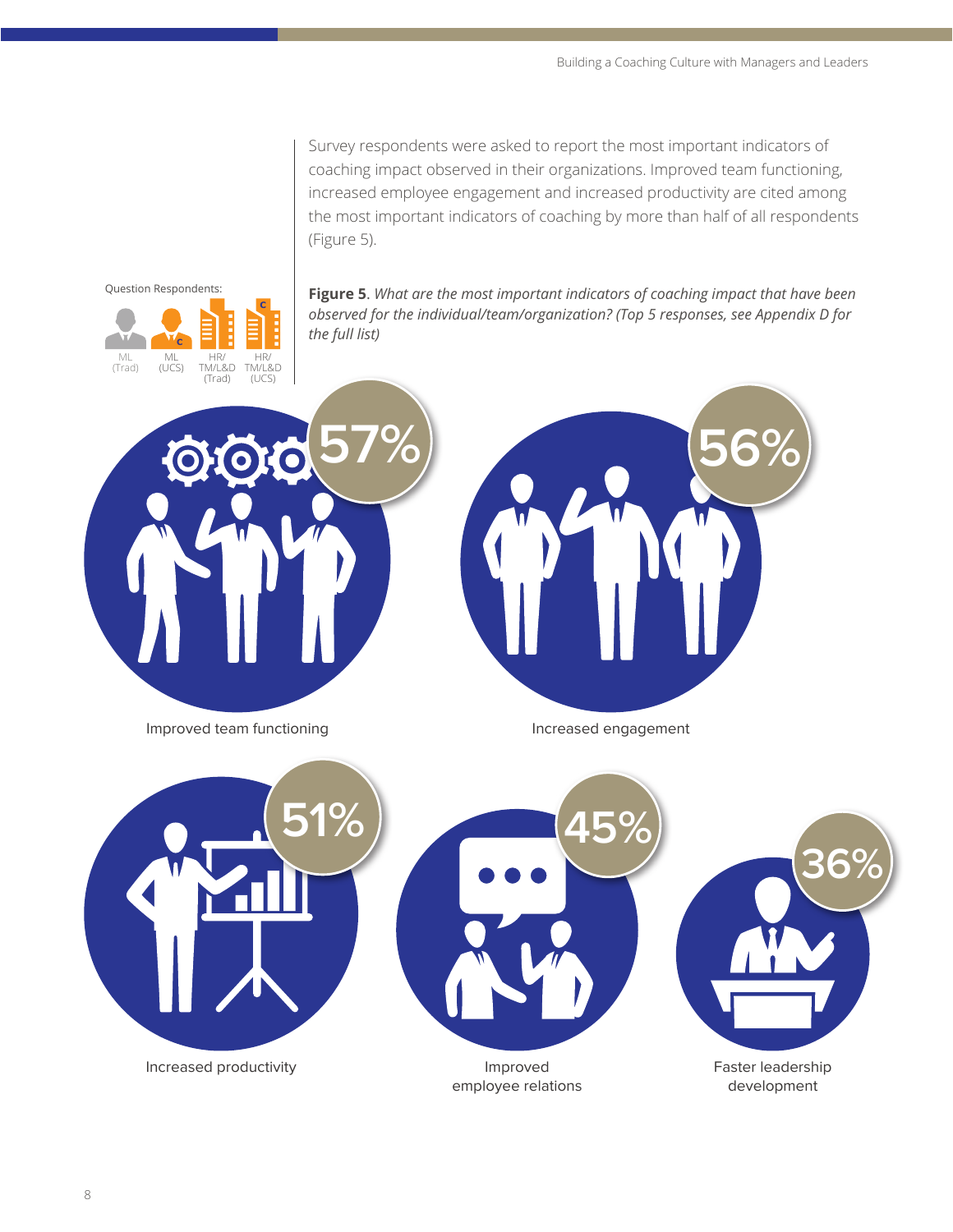Survey respondents were asked to report the most important indicators of coaching impact observed in their organizations. Improved team functioning, increased employee engagement and increased productivity are cited among the most important indicators of coaching by more than half of all respondents (Figure 5).

Question Respondents:

ML (Trad) | ML (UCS) | HR/TM/L&D (Trad) | HR/TM/L&D (UCS)

**Figure 5**. *What are the most important indicators of coaching impact that have been observed for the individual/team/organization? (Top 5 responses, see Appendix D for the full list)*

| Indicator | Percentage |
| --- | --- |
| Improved team functioning | 57% |
| Increased engagement | 56% |
| Increased productivity | 51% |
| Improved employee relations | 45% |
| Faster leadership development | 36% |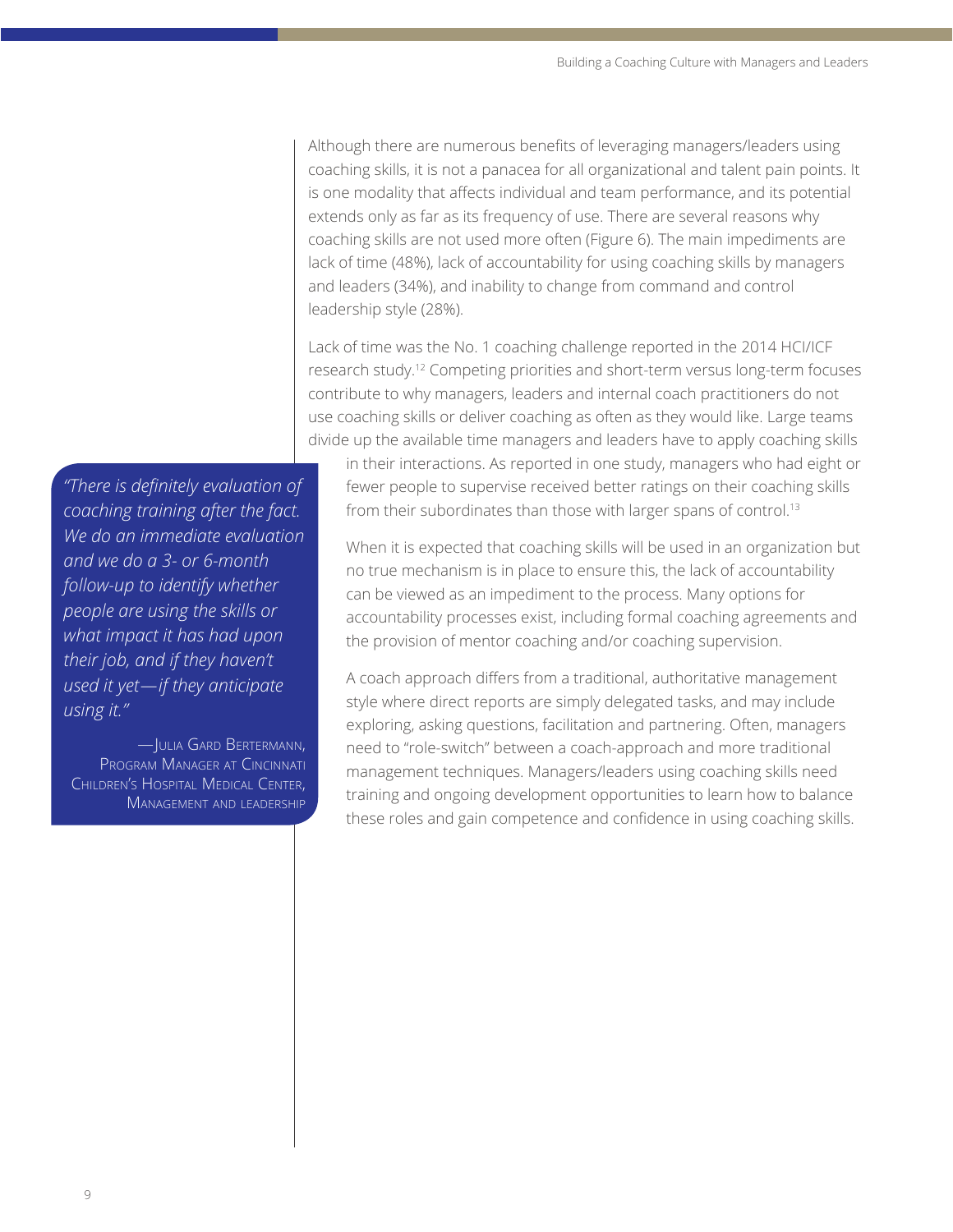Although there are numerous benefits of leveraging managers/leaders using coaching skills, it is not a panacea for all organizational and talent pain points. It is one modality that affects individual and team performance, and its potential extends only as far as its frequency of use. There are several reasons why coaching skills are not used more often (Figure 6). The main impediments are lack of time (48%), lack of accountability for using coaching skills by managers and leaders (34%), and inability to change from command and control leadership style (28%).

Lack of time was the No. 1 coaching challenge reported in the 2014 HCI/ICF research study.[12] Competing priorities and short-term versus long-term focuses contribute to why managers, leaders and internal coach practitioners do not use coaching skills or deliver coaching as often as they would like. Large teams divide up the available time managers and leaders have to apply coaching skills in their interactions. As reported in one study, managers who had eight or fewer people to supervise received better ratings on their coaching skills from their subordinates than those with larger spans of control.[13]

When it is expected that coaching skills will be used in an organization but no true mechanism is in place to ensure this, the lack of accountability can be viewed as an impediment to the process. Many options for accountability processes exist, including formal coaching agreements and the provision of mentor coaching and/or coaching supervision.

A coach approach differs from a traditional, authoritative management style where direct reports are simply delegated tasks, and may include exploring, asking questions, facilitation and partnering. Often, managers need to "role-switch" between a coach-approach and more traditional management techniques. Managers/leaders using coaching skills need training and ongoing development opportunities to learn how to balance these roles and gain competence and confidence in using coaching skills.

> *"There is definitely evaluation of coaching training after the fact. We do an immediate evaluation and we do a 3- or 6-month follow-up to identify whether people are using the skills or what impact it has had upon their job, and if they haven't used it yet—if they anticipate using it."*
>
> —Julia Gard Bertermann, Program Manager at Cincinnati Children's Hospital Medical Center, Management and Leadership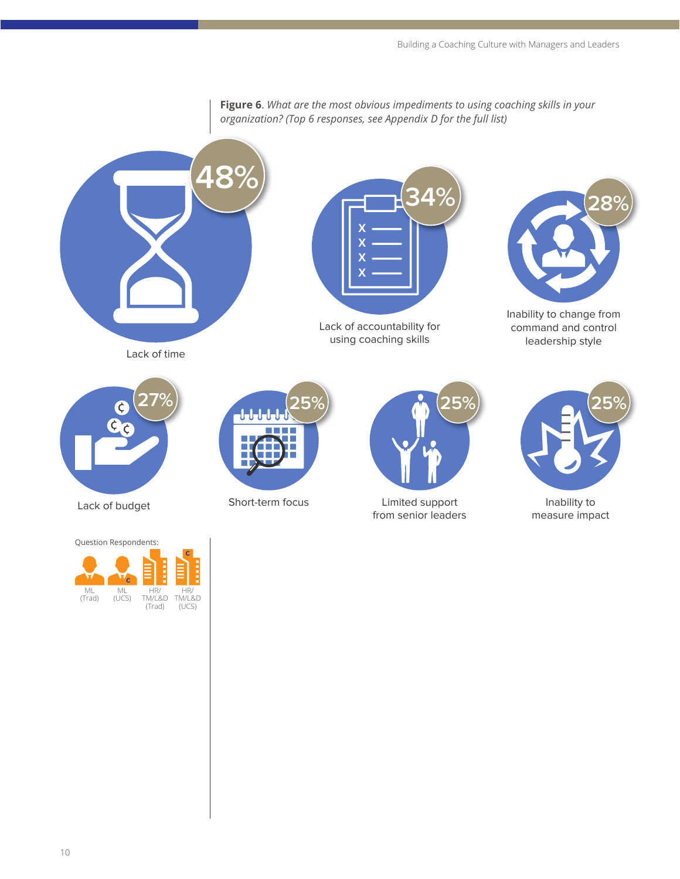**Figure 6**. *What are the most obvious impediments to using coaching skills in your organization? (Top 6 responses, see Appendix D for the full list)*

48%
Lack of time

34%
Lack of accountability for using coaching skills

28%
Inability to change from command and control leadership style

27%
Lack of budget

25%
Short-term focus

25%
Limited support from senior leaders

25%
Inability to measure impact

Question Respondents:

ML (Trad) | ML (UCS) | HR/TM/L&D (Trad) | HR/TM/L&D (UCS)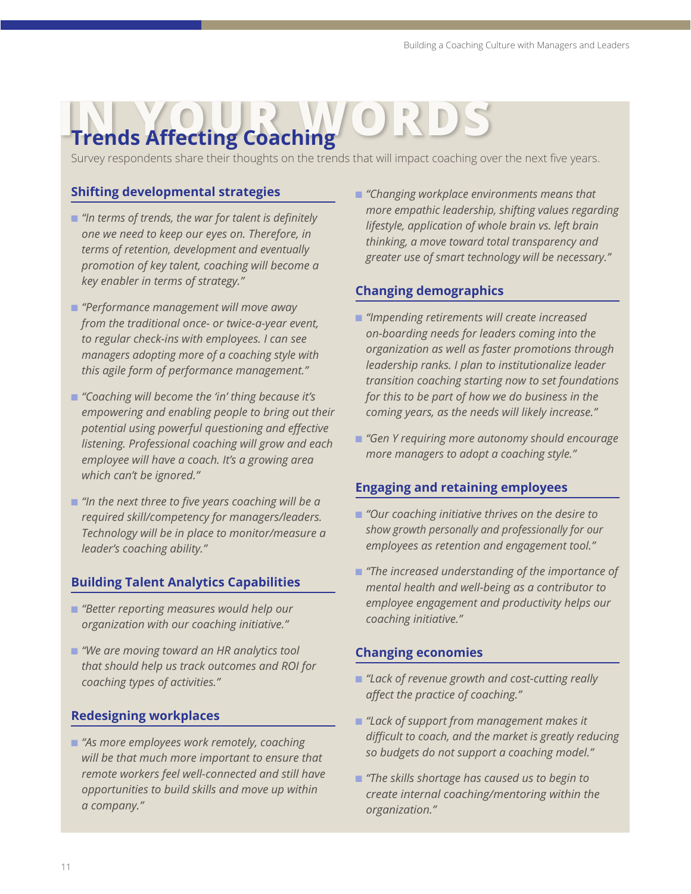# IN YOUR WORDS

## Trends Affecting Coaching

Survey respondents share their thoughts on the trends that will impact coaching over the next five years.

### Shifting developmental strategies

- *"In terms of trends, the war for talent is definitely one we need to keep our eyes on. Therefore, in terms of retention, development and eventually promotion of key talent, coaching will become a key enabler in terms of strategy."*
- *"Performance management will move away from the traditional once- or twice-a-year event, to regular check-ins with employees. I can see managers adopting more of a coaching style with this agile form of performance management."*
- *"Coaching will become the 'in' thing because it's empowering and enabling people to bring out their potential using powerful questioning and effective listening. Professional coaching will grow and each employee will have a coach. It's a growing area which can't be ignored."*
- *"In the next three to five years coaching will be a required skill/competency for managers/leaders. Technology will be in place to monitor/measure a leader's coaching ability."*

### Building Talent Analytics Capabilities

- *"Better reporting measures would help our organization with our coaching initiative."*
- *"We are moving toward an HR analytics tool that should help us track outcomes and ROI for coaching types of activities."*

### Redesigning workplaces

- *"As more employees work remotely, coaching will be that much more important to ensure that remote workers feel well-connected and still have opportunities to build skills and move up within a company."*
- *"Changing workplace environments means that more empathic leadership, shifting values regarding lifestyle, application of whole brain vs. left brain thinking, a move toward total transparency and greater use of smart technology will be necessary."*

### Changing demographics

- *"Impending retirements will create increased on-boarding needs for leaders coming into the organization as well as faster promotions through leadership ranks. I plan to institutionalize leader transition coaching starting now to set foundations for this to be part of how we do business in the coming years, as the needs will likely increase."*
- *"Gen Y requiring more autonomy should encourage more managers to adopt a coaching style."*

### Engaging and retaining employees

- *"Our coaching initiative thrives on the desire to show growth personally and professionally for our employees as retention and engagement tool."*
- *"The increased understanding of the importance of mental health and well-being as a contributor to employee engagement and productivity helps our coaching initiative."*

### Changing economies

- *"Lack of revenue growth and cost-cutting really affect the practice of coaching."*
- *"Lack of support from management makes it difficult to coach, and the market is greatly reducing so budgets do not support a coaching model."*
- *"The skills shortage has caused us to begin to create internal coaching/mentoring within the organization."*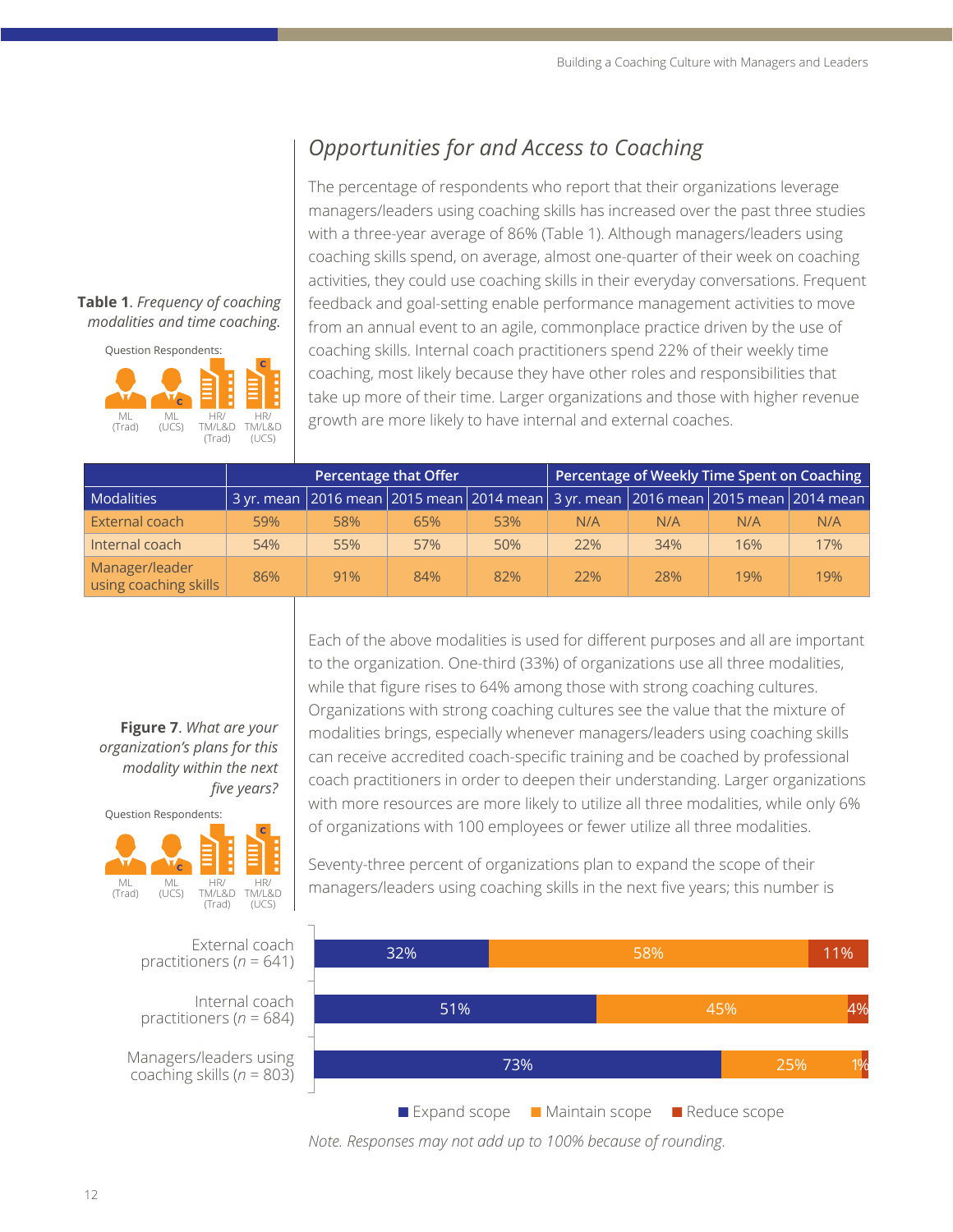## *Opportunities for and Access to Coaching*

The percentage of respondents who report that their organizations leverage managers/leaders using coaching skills has increased over the past three studies with a three-year average of 86% (Table 1). Although managers/leaders using coaching skills spend, on average, almost one-quarter of their week on coaching activities, they could use coaching skills in their everyday conversations. Frequent feedback and goal-setting enable performance management activities to move from an annual event to an agile, commonplace practice driven by the use of coaching skills. Internal coach practitioners spend 22% of their weekly time coaching, most likely because they have other roles and responsibilities that take up more of their time. Larger organizations and those with higher revenue growth are more likely to have internal and external coaches.

**Table 1**. *Frequency of coaching modalities and time coaching.*

Question Respondents: ML (Trad), ML (UCS), HR/TM/L&D (Trad), HR/TM/L&D (UCS)

| | Percentage that Offer | | | | Percentage of Weekly Time Spent on Coaching | | | |
|---|---|---|---|---|---|---|---|---|
| Modalities | 3 yr. mean | 2016 mean | 2015 mean | 2014 mean | 3 yr. mean | 2016 mean | 2015 mean | 2014 mean |
| External coach | 59% | 58% | 65% | 53% | N/A | N/A | N/A | N/A |
| Internal coach | 54% | 55% | 57% | 50% | 22% | 34% | 16% | 17% |
| Manager/leader using coaching skills | 86% | 91% | 84% | 82% | 22% | 28% | 19% | 19% |

Each of the above modalities is used for different purposes and all are important to the organization. One-third (33%) of organizations use all three modalities, while that figure rises to 64% among those with strong coaching cultures. Organizations with strong coaching cultures see the value that the mixture of modalities brings, especially whenever managers/leaders using coaching skills can receive accredited coach-specific training and be coached by professional coach practitioners in order to deepen their understanding. Larger organizations with more resources are more likely to utilize all three modalities, while only 6% of organizations with 100 employees or fewer utilize all three modalities.

Seventy-three percent of organizations plan to expand the scope of their managers/leaders using coaching skills in the next five years; this number is

**Figure 7**. *What are your organization's plans for this modality within the next five years?*

Question Respondents: ML (Trad), ML (UCS), HR/TM/L&D (Trad), HR/TM/L&D (UCS)

| | Expand scope | Maintain scope | Reduce scope |
|---|---|---|---|
| External coach practitioners ($n$ = 641) | 32% | 58% | 11% |
| Internal coach practitioners ($n$ = 684) | 51% | 45% | 4% |
| Managers/leaders using coaching skills ($n$ = 803) | 73% | 25% | 1% |

*Note. Responses may not add up to 100% because of rounding.*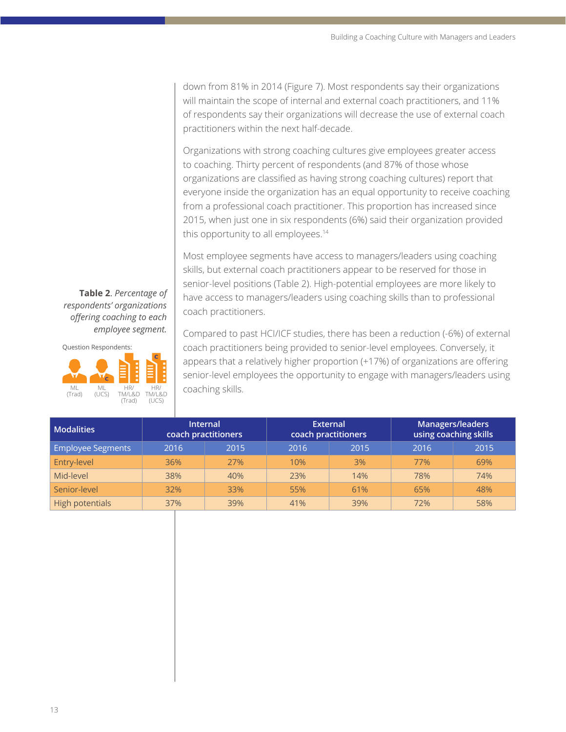down from 81% in 2014 (Figure 7). Most respondents say their organizations will maintain the scope of internal and external coach practitioners, and 11% of respondents say their organizations will decrease the use of external coach practitioners within the next half-decade.

Organizations with strong coaching cultures give employees greater access to coaching. Thirty percent of respondents (and 87% of those whose organizations are classified as having strong coaching cultures) report that everyone inside the organization has an equal opportunity to receive coaching from a professional coach practitioner. This proportion has increased since 2015, when just one in six respondents (6%) said their organization provided this opportunity to all employees.[14]

Most employee segments have access to managers/leaders using coaching skills, but external coach practitioners appear to be reserved for those in senior-level positions (Table 2). High-potential employees are more likely to have access to managers/leaders using coaching skills than to professional coach practitioners.

Compared to past HCI/ICF studies, there has been a reduction (-6%) of external coach practitioners being provided to senior-level employees. Conversely, it appears that a relatively higher proportion (+17%) of organizations are offering senior-level employees the opportunity to engage with managers/leaders using coaching skills.

**Table 2**. *Percentage of respondents' organizations offering coaching to each employee segment.*

Question Respondents: ML (Trad), ML (UCS), HR/TM/L&D (Trad), HR/TM/L&D (UCS)

| Modalities | Internal coach practitioners | | External coach practitioners | | Managers/leaders using coaching skills | |
|---|---|---|---|---|---|---|
| Employee Segments | 2016 | 2015 | 2016 | 2015 | 2016 | 2015 |
| Entry-level | 36% | 27% | 10% | 3% | 77% | 69% |
| Mid-level | 38% | 40% | 23% | 14% | 78% | 74% |
| Senior-level | 32% | 33% | 55% | 61% | 65% | 48% |
| High potentials | 37% | 39% | 41% | 39% | 72% | 58% |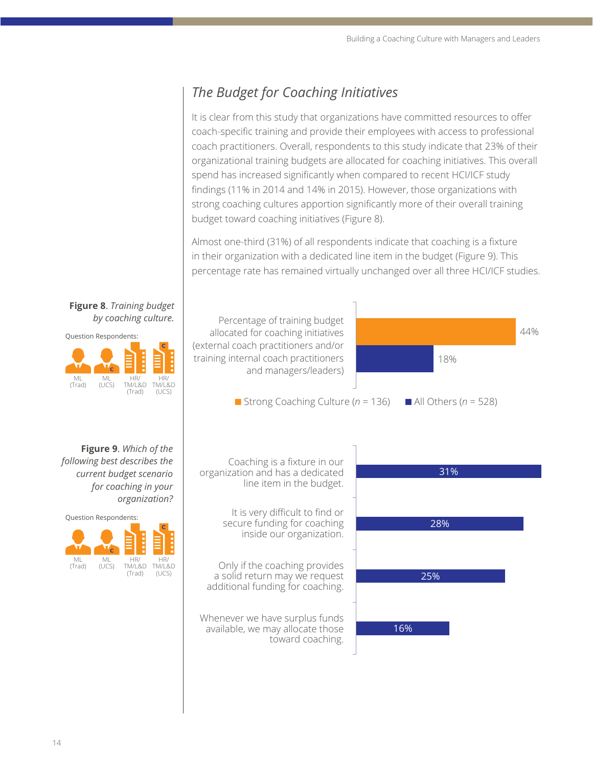## *The Budget for Coaching Initiatives*

It is clear from this study that organizations have committed resources to offer coach-specific training and provide their employees with access to professional coach practitioners. Overall, respondents to this study indicate that 23% of their organizational training budgets are allocated for coaching initiatives. This overall spend has increased significantly when compared to recent HCI/ICF study findings (11% in 2014 and 14% in 2015). However, those organizations with strong coaching cultures apportion significantly more of their overall training budget toward coaching initiatives (Figure 8).

Almost one-third (31%) of all respondents indicate that coaching is a fixture in their organization with a dedicated line item in the budget (Figure 9). This percentage rate has remained virtually unchanged over all three HCI/ICF studies.

**Figure 8**. *Training budget by coaching culture.*

Question Respondents: ML (Trad), ML (UCS), HR/TM/L&D (Trad), HR/TM/L&D (UCS)

| | Strong Coaching Culture ($n$ = 136) | All Others ($n$ = 528) |
|---|---|---|
| Percentage of training budget allocated for coaching initiatives (external coach practitioners and/or training internal coach practitioners and managers/leaders) | 44% | 18% |

**Figure 9**. *Which of the following best describes the current budget scenario for coaching in your organization?*

Question Respondents: ML (Trad), ML (UCS), HR/TM/L&D (Trad), HR/TM/L&D (UCS)

| Budget scenario | % |
|---|---|
| Coaching is a fixture in our organization and has a dedicated line item in the budget. | 31% |
| It is very difficult to find or secure funding for coaching inside our organization. | 28% |
| Only if the coaching provides a solid return may we request additional funding for coaching. | 25% |
| Whenever we have surplus funds available, we may allocate those toward coaching. | 16% |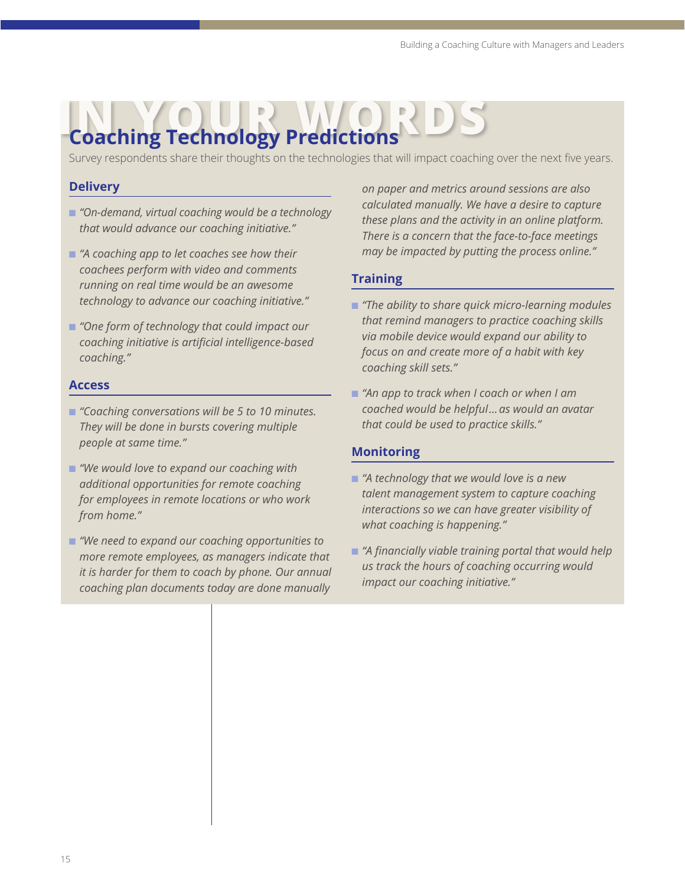# IN YOUR WORDS

## Coaching Technology Predictions

Survey respondents share their thoughts on the technologies that will impact coaching over the next five years.

### Delivery

- *"On-demand, virtual coaching would be a technology that would advance our coaching initiative."*
- *"A coaching app to let coaches see how their coachees perform with video and comments running on real time would be an awesome technology to advance our coaching initiative."*
- *"One form of technology that could impact our coaching initiative is artificial intelligence-based coaching."*

### Access

- *"Coaching conversations will be 5 to 10 minutes. They will be done in bursts covering multiple people at same time."*
- *"We would love to expand our coaching with additional opportunities for remote coaching for employees in remote locations or who work from home."*
- *"We need to expand our coaching opportunities to more remote employees, as managers indicate that it is harder for them to coach by phone. Our annual coaching plan documents today are done manually on paper and metrics around sessions are also calculated manually. We have a desire to capture these plans and the activity in an online platform. There is a concern that the face-to-face meetings may be impacted by putting the process online."*

### Training

- *"The ability to share quick micro-learning modules that remind managers to practice coaching skills via mobile device would expand our ability to focus on and create more of a habit with key coaching skill sets."*
- *"An app to track when I coach or when I am coached would be helpful… as would an avatar that could be used to practice skills."*

### Monitoring

- *"A technology that we would love is a new talent management system to capture coaching interactions so we can have greater visibility of what coaching is happening."*
- *"A financially viable training portal that would help us track the hours of coaching occurring would impact our coaching initiative."*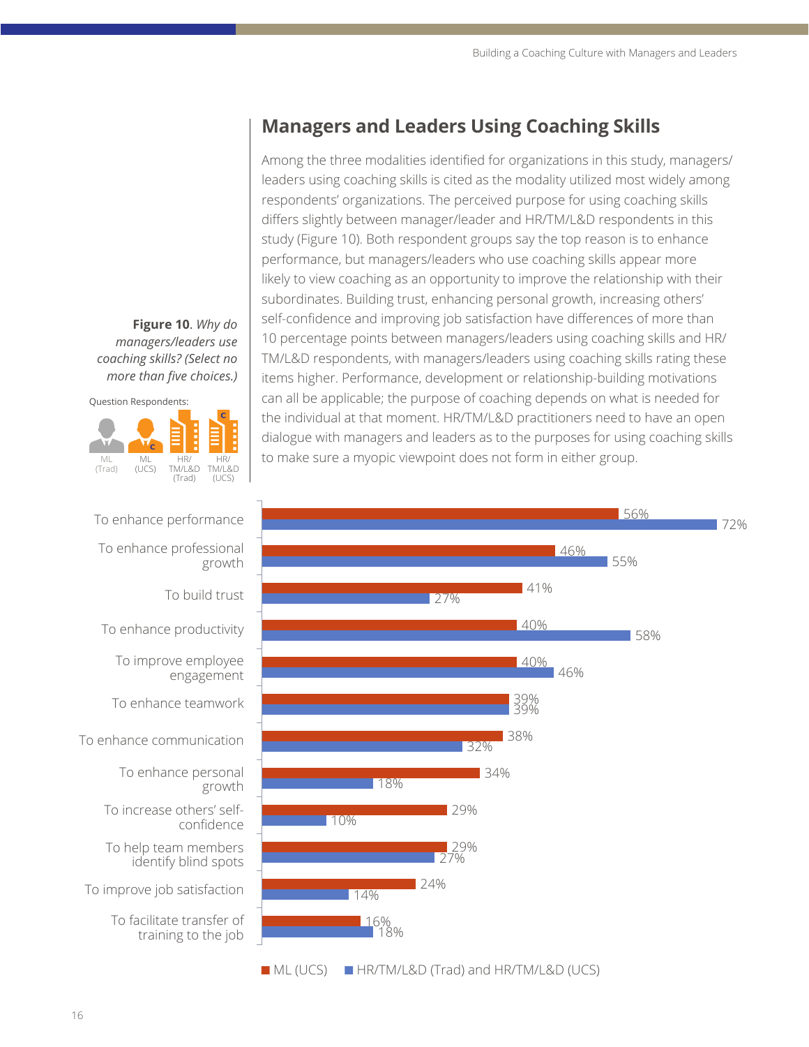## Managers and Leaders Using Coaching Skills

Among the three modalities identified for organizations in this study, managers/leaders using coaching skills is cited as the modality utilized most widely among respondents' organizations. The perceived purpose for using coaching skills differs slightly between manager/leader and HR/TM/L&D respondents in this study (Figure 10). Both respondent groups say the top reason is to enhance performance, but managers/leaders who use coaching skills appear more likely to view coaching as an opportunity to improve the relationship with their subordinates. Building trust, enhancing personal growth, increasing others' self-confidence and improving job satisfaction have differences of more than 10 percentage points between managers/leaders using coaching skills and HR/TM/L&D respondents, with managers/leaders using coaching skills rating these items higher. Performance, development or relationship-building motivations can all be applicable; the purpose of coaching depends on what is needed for the individual at that moment. HR/TM/L&D practitioners need to have an open dialogue with managers and leaders as to the purposes for using coaching skills to make sure a myopic viewpoint does not form in either group.

**Figure 10**. *Why do managers/leaders use coaching skills? (Select no more than five choices.)*

Question Respondents: ML (Trad), ML (UCS), HR/TM/L&D (Trad), HR/TM/L&D (UCS)

| | ML (UCS) | HR/TM/L&D (Trad) and HR/TM/L&D (UCS) |
|---|---|---|
| To enhance performance | 56% | 72% |
| To enhance professional growth | 46% | 55% |
| To build trust | 41% | 27% |
| To enhance productivity | 40% | 58% |
| To improve employee engagement | 40% | 46% |
| To enhance teamwork | 39% | 39% |
| To enhance communication | 38% | 32% |
| To enhance personal growth | 34% | 18% |
| To increase others' self-confidence | 29% | 10% |
| To help team members identify blind spots | 29% | 27% |
| To improve job satisfaction | 24% | 14% |
| To facilitate transfer of training to the job | 16% | 18% |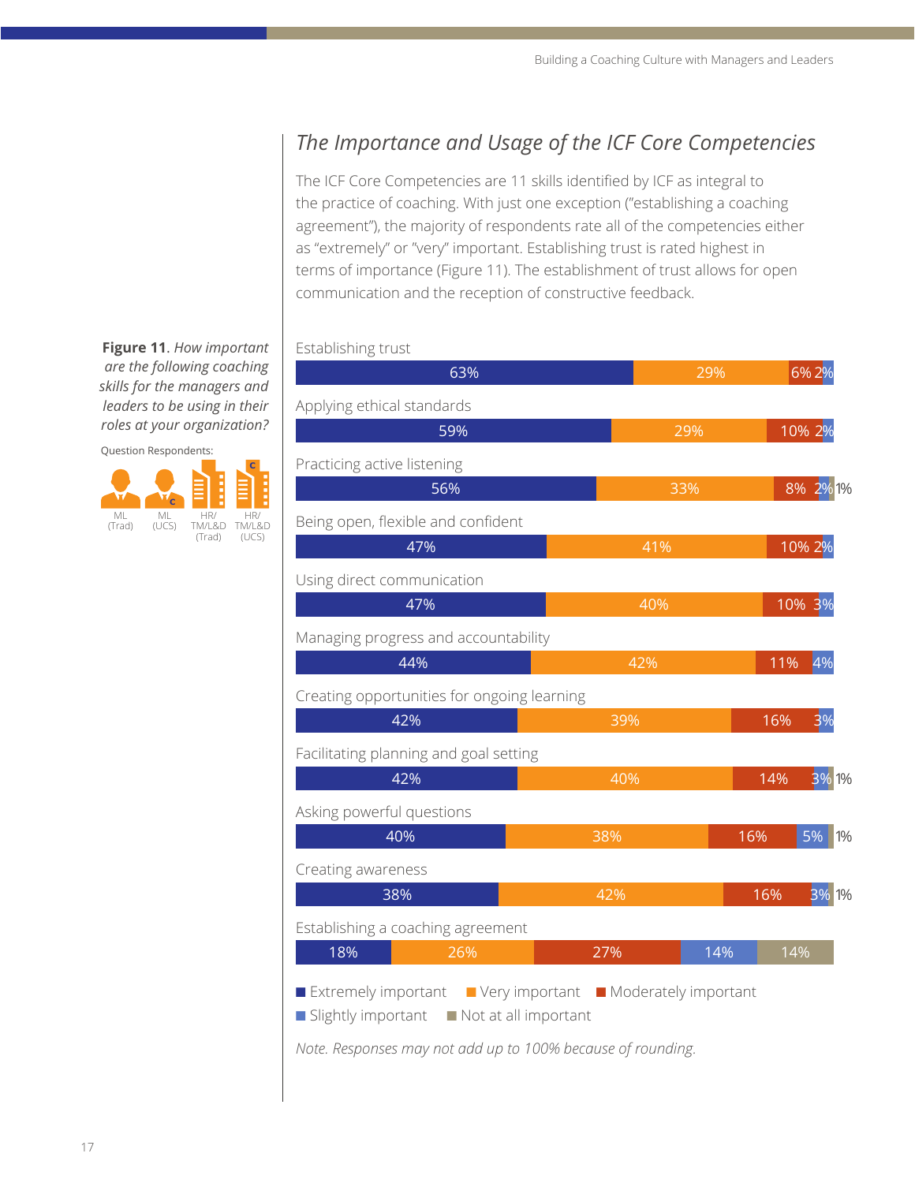## The Importance and Usage of the ICF Core Competencies

The ICF Core Competencies are 11 skills identified by ICF as integral to the practice of coaching. With just one exception ("establishing a coaching agreement"), the majority of respondents rate all of the competencies either as "extremely" or "very" important. Establishing trust is rated highest in terms of importance (Figure 11). The establishment of trust allows for open communication and the reception of constructive feedback.

**Figure 11**. *How important are the following coaching skills for the managers and leaders to be using in their roles at your organization?*

Question Respondents: ML (Trad), ML (UCS), HR/TM/L&D (Trad), HR/TM/L&D (UCS)

| Skill | Extremely important | Very important | Moderately important | Slightly important | Not at all important |
|---|---|---|---|---|---|
| Establishing trust | 63% | 29% | 6% | 2% | |
| Applying ethical standards | 59% | 29% | 10% | 2% | |
| Practicing active listening | 56% | 33% | 8% | 2% | 1% |
| Being open, flexible and confident | 47% | 41% | 10% | 2% | |
| Using direct communication | 47% | 40% | 10% | 3% | |
| Managing progress and accountability | 44% | 42% | 11% | 4% | |
| Creating opportunities for ongoing learning | 42% | 39% | 16% | 3% | |
| Facilitating planning and goal setting | 42% | 40% | 14% | 3% | 1% |
| Asking powerful questions | 40% | 38% | 16% | 5% | 1% |
| Creating awareness | 38% | 42% | 16% | 3% | 1% |
| Establishing a coaching agreement | 18% | 26% | 27% | 14% | 14% |

*Note. Responses may not add up to 100% because of rounding.*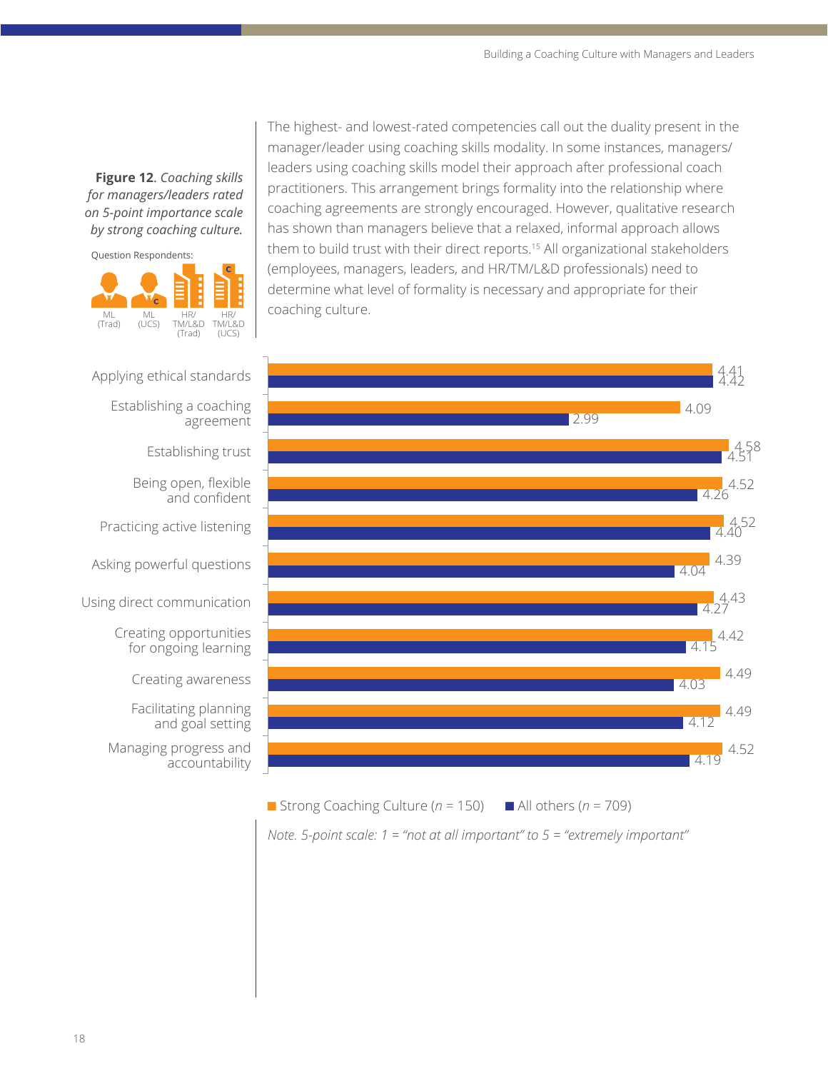**Figure 12**. *Coaching skills for managers/leaders rated on 5-point importance scale by strong coaching culture.*

Question Respondents: ML (Trad), ML (UCS), HR/TM/L&D (Trad), HR/TM/L&D (UCS)

The highest- and lowest-rated competencies call out the duality present in the manager/leader using coaching skills modality. In some instances, managers/leaders using coaching skills model their approach after professional coach practitioners. This arrangement brings formality into the relationship where coaching agreements are strongly encouraged. However, qualitative research has shown than managers believe that a relaxed, informal approach allows them to build trust with their direct reports.[15] All organizational stakeholders (employees, managers, leaders, and HR/TM/L&D professionals) need to determine what level of formality is necessary and appropriate for their coaching culture.

| Competency | Strong Coaching Culture (*n* = 150) | All others (*n* = 709) |
|---|---|---|
| Applying ethical standards | 4.41 | 4.42 |
| Establishing a coaching agreement | 4.09 | 2.99 |
| Establishing trust | 4.58 | 4.51 |
| Being open, flexible and confident | 4.52 | 4.26 |
| Practicing active listening | 4.52 | 4.40 |
| Asking powerful questions | 4.39 | 4.04 |
| Using direct communication | 4.43 | 4.27 |
| Creating opportunities for ongoing learning | 4.42 | 4.15 |
| Creating awareness | 4.49 | 4.03 |
| Facilitating planning and goal setting | 4.49 | 4.12 |
| Managing progress and accountability | 4.52 | 4.19 |

*Note. 5-point scale: 1 = "not at all important" to 5 = "extremely important"*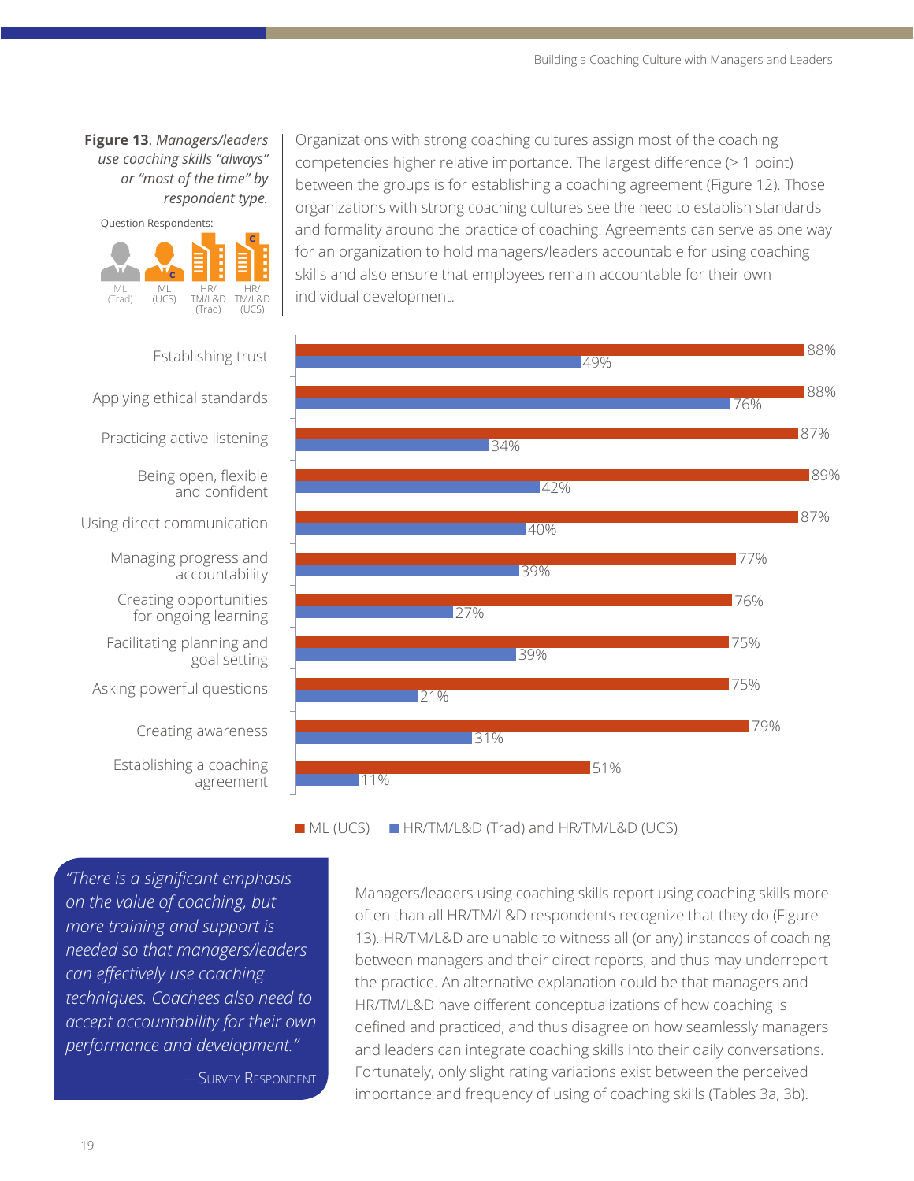**Figure 13**. *Managers/leaders use coaching skills "always" or "most of the time" by respondent type.*

Question Respondents: ML (Trad), ML (UCS), HR/TM/L&D (Trad), HR/TM/L&D (UCS)

Organizations with strong coaching cultures assign most of the coaching competencies higher relative importance. The largest difference (> 1 point) between the groups is for establishing a coaching agreement (Figure 12). Those organizations with strong coaching cultures see the need to establish standards and formality around the practice of coaching. Agreements can serve as one way for an organization to hold managers/leaders accountable for using coaching skills and also ensure that employees remain accountable for their own individual development.

| Competency | ML (UCS) | HR/TM/L&D (Trad) and HR/TM/L&D (UCS) |
|---|---|---|
| Establishing trust | 88% | 49% |
| Applying ethical standards | 88% | 76% |
| Practicing active listening | 87% | 34% |
| Being open, flexible and confident | 89% | 42% |
| Using direct communication | 87% | 40% |
| Managing progress and accountability | 77% | 39% |
| Creating opportunities for ongoing learning | 76% | 27% |
| Facilitating planning and goal setting | 75% | 39% |
| Asking powerful questions | 75% | 21% |
| Creating awareness | 79% | 31% |
| Establishing a coaching agreement | 51% | 11% |

> *"There is a significant emphasis on the value of coaching, but more training and support is needed so that managers/leaders can effectively use coaching techniques. Coachees also need to accept accountability for their own performance and development."*
>
> —Survey Respondent

Managers/leaders using coaching skills report using coaching skills more often than all HR/TM/L&D respondents recognize that they do (Figure 13). HR/TM/L&D are unable to witness all (or any) instances of coaching between managers and their direct reports, and thus may underreport the practice. An alternative explanation could be that managers and HR/TM/L&D have different conceptualizations of how coaching is defined and practiced, and thus disagree on how seamlessly managers and leaders can integrate coaching skills into their daily conversations. Fortunately, only slight rating variations exist between the perceived importance and frequency of using of coaching skills (Tables 3a, 3b).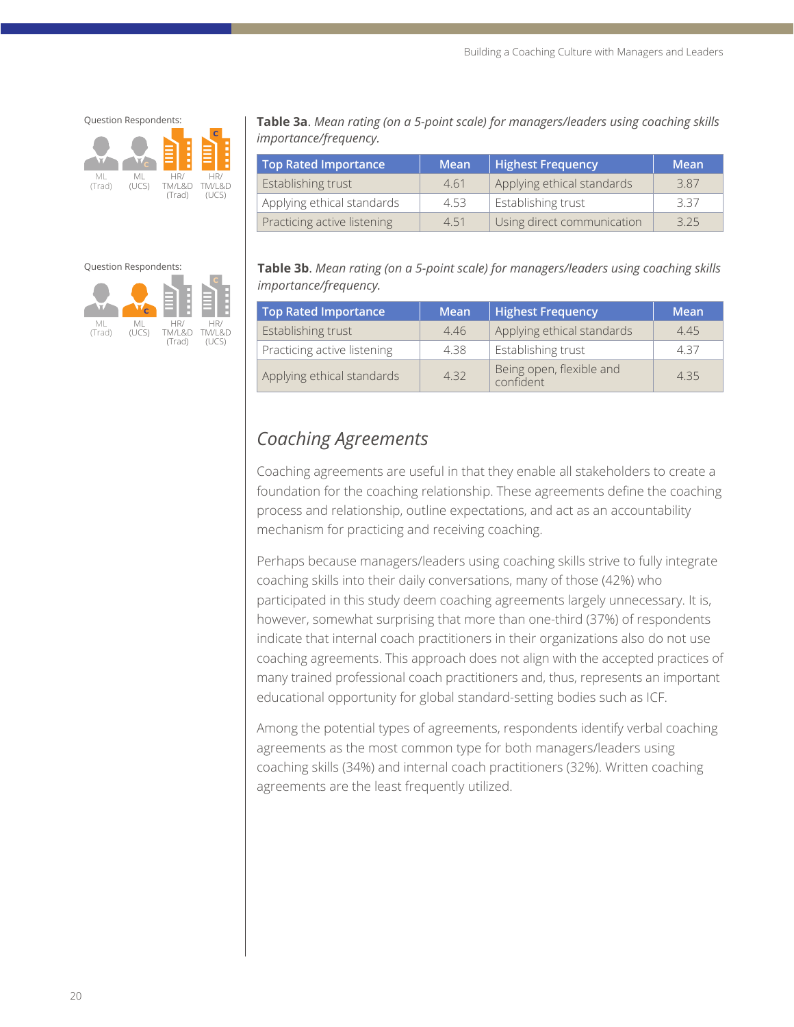Question Respondents:

ML (Trad) | ML (UCS) | HR/TM/L&D (Trad) | HR/TM/L&D (UCS)

**Table 3a**. *Mean rating (on a 5-point scale) for managers/leaders using coaching skills importance/frequency.*

| Top Rated Importance | Mean | Highest Frequency | Mean |
|---|---|---|---|
| Establishing trust | 4.61 | Applying ethical standards | 3.87 |
| Applying ethical standards | 4.53 | Establishing trust | 3.37 |
| Practicing active listening | 4.51 | Using direct communication | 3.25 |

Question Respondents:

ML (Trad) | ML (UCS) | HR/TM/L&D (Trad) | HR/TM/L&D (UCS)

**Table 3b**. *Mean rating (on a 5-point scale) for managers/leaders using coaching skills importance/frequency.*

| Top Rated Importance | Mean | Highest Frequency | Mean |
|---|---|---|---|
| Establishing trust | 4.46 | Applying ethical standards | 4.45 |
| Practicing active listening | 4.38 | Establishing trust | 4.37 |
| Applying ethical standards | 4.32 | Being open, flexible and confident | 4.35 |

## *Coaching Agreements*

Coaching agreements are useful in that they enable all stakeholders to create a foundation for the coaching relationship. These agreements define the coaching process and relationship, outline expectations, and act as an accountability mechanism for practicing and receiving coaching.

Perhaps because managers/leaders using coaching skills strive to fully integrate coaching skills into their daily conversations, many of those (42%) who participated in this study deem coaching agreements largely unnecessary. It is, however, somewhat surprising that more than one-third (37%) of respondents indicate that internal coach practitioners in their organizations also do not use coaching agreements. This approach does not align with the accepted practices of many trained professional coach practitioners and, thus, represents an important educational opportunity for global standard-setting bodies such as ICF.

Among the potential types of agreements, respondents identify verbal coaching agreements as the most common type for both managers/leaders using coaching skills (34%) and internal coach practitioners (32%). Written coaching agreements are the least frequently utilized.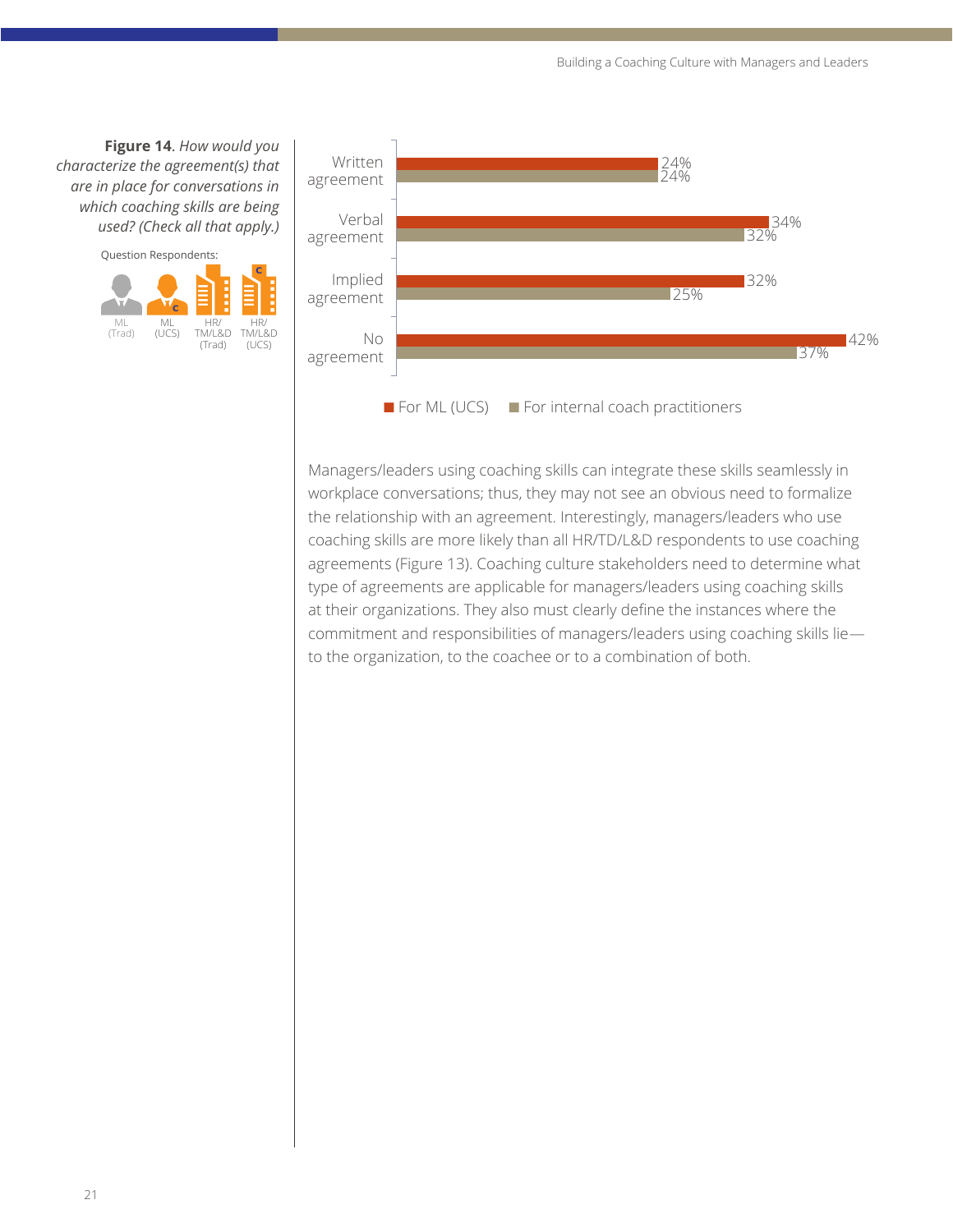**Figure 14**. *How would you characterize the agreement(s) that are in place for conversations in which coaching skills are being used? (Check all that apply.)*

Question Respondents:

ML (Trad) | ML (UCS) | HR/TM/L&D (Trad) | HR/TM/L&D (UCS)

| | For ML (UCS) | For internal coach practitioners |
|---|---|---|
| Written agreement | 24% | 24% |
| Verbal agreement | 34% | 32% |
| Implied agreement | 32% | 25% |
| No agreement | 42% | 37% |

Managers/leaders using coaching skills can integrate these skills seamlessly in workplace conversations; thus, they may not see an obvious need to formalize the relationship with an agreement. Interestingly, managers/leaders who use coaching skills are more likely than all HR/TD/L&D respondents to use coaching agreements (Figure 13). Coaching culture stakeholders need to determine what type of agreements are applicable for managers/leaders using coaching skills at their organizations. They also must clearly define the instances where the commitment and responsibilities of managers/leaders using coaching skills lie—to the organization, to the coachee or to a combination of both.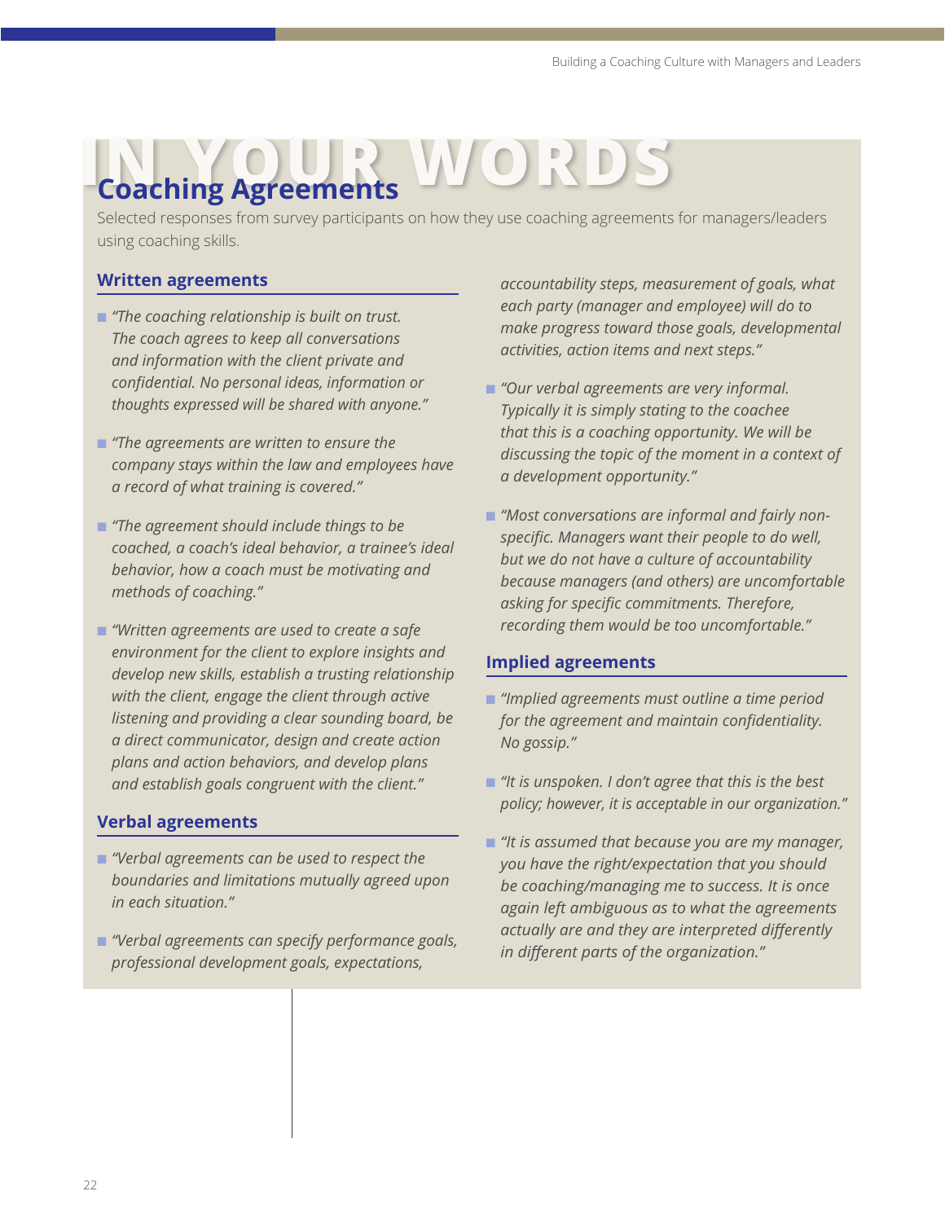# IN YOUR WORDS

## Coaching Agreements

Selected responses from survey participants on how they use coaching agreements for managers/leaders using coaching skills.

### Written agreements

- *"The coaching relationship is built on trust. The coach agrees to keep all conversations and information with the client private and confidential. No personal ideas, information or thoughts expressed will be shared with anyone."*

- *"The agreements are written to ensure the company stays within the law and employees have a record of what training is covered."*

- *"The agreement should include things to be coached, a coach's ideal behavior, a trainee's ideal behavior, how a coach must be motivating and methods of coaching."*

- *"Written agreements are used to create a safe environment for the client to explore insights and develop new skills, establish a trusting relationship with the client, engage the client through active listening and providing a clear sounding board, be a direct communicator, design and create action plans and action behaviors, and develop plans and establish goals congruent with the client."*

### Verbal agreements

- *"Verbal agreements can be used to respect the boundaries and limitations mutually agreed upon in each situation."*

- *"Verbal agreements can specify performance goals, professional development goals, expectations, accountability steps, measurement of goals, what each party (manager and employee) will do to make progress toward those goals, developmental activities, action items and next steps."*

- *"Our verbal agreements are very informal. Typically it is simply stating to the coachee that this is a coaching opportunity. We will be discussing the topic of the moment in a context of a development opportunity."*

- *"Most conversations are informal and fairly non-specific. Managers want their people to do well, but we do not have a culture of accountability because managers (and others) are uncomfortable asking for specific commitments. Therefore, recording them would be too uncomfortable."*

### Implied agreements

- *"Implied agreements must outline a time period for the agreement and maintain confidentiality. No gossip."*

- *"It is unspoken. I don't agree that this is the best policy; however, it is acceptable in our organization."*

- *"It is assumed that because you are my manager, you have the right/expectation that you should be coaching/managing me to success. It is once again left ambiguous as to what the agreements actually are and they are interpreted differently in different parts of the organization."*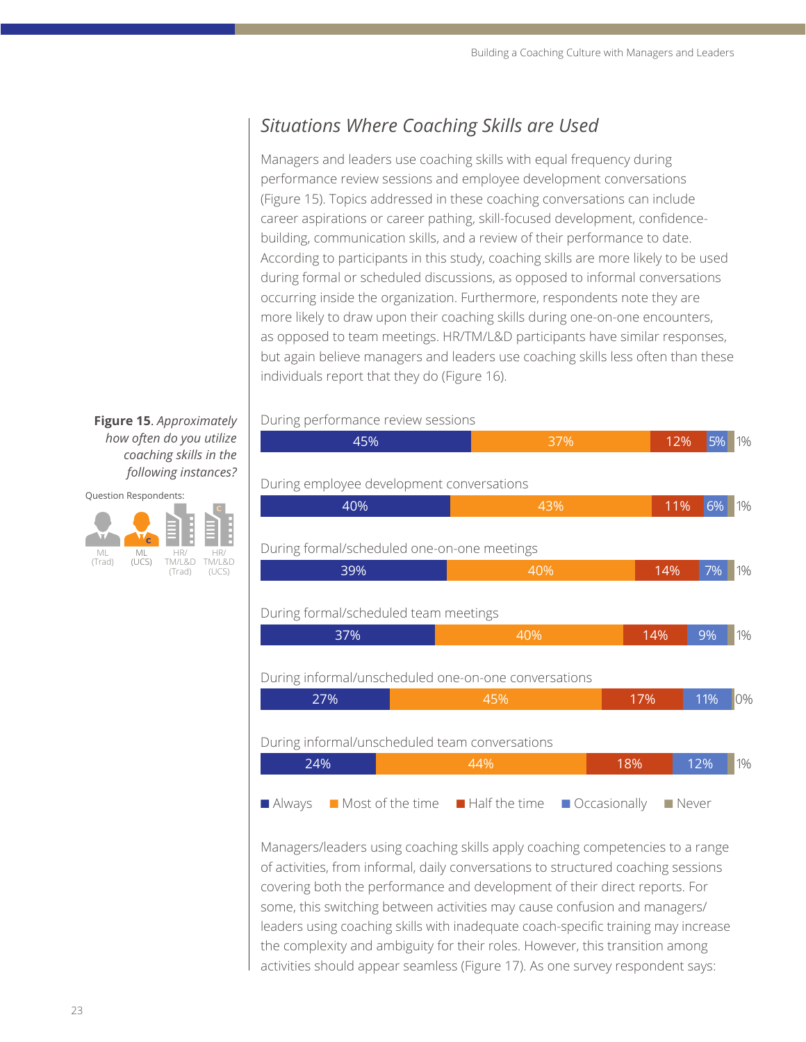## *Situations Where Coaching Skills are Used*

Managers and leaders use coaching skills with equal frequency during performance review sessions and employee development conversations (Figure 15). Topics addressed in these coaching conversations can include career aspirations or career pathing, skill-focused development, confidence-building, communication skills, and a review of their performance to date. According to participants in this study, coaching skills are more likely to be used during formal or scheduled discussions, as opposed to informal conversations occurring inside the organization. Furthermore, respondents note they are more likely to draw upon their coaching skills during one-on-one encounters, as opposed to team meetings. HR/TM/L&D participants have similar responses, but again believe managers and leaders use coaching skills less often than these individuals report that they do (Figure 16).

**Figure 15**. *Approximately how often do you utilize coaching skills in the following instances?*

Question Respondents: ML (Trad), ML (UCS), HR/TM/L&D (Trad), HR/TM/L&D (UCS)

| | Always | Most of the time | Half the time | Occasionally | Never |
|---|---|---|---|---|---|
| During performance review sessions | 45% | 37% | 12% | 5% | 1% |
| During employee development conversations | 40% | 43% | 11% | 6% | 1% |
| During formal/scheduled one-on-one meetings | 39% | 40% | 14% | 7% | 1% |
| During formal/scheduled team meetings | 37% | 40% | 14% | 9% | 1% |
| During informal/unscheduled one-on-one conversations | 27% | 45% | 17% | 11% | 0% |
| During informal/unscheduled team conversations | 24% | 44% | 18% | 12% | 1% |

Managers/leaders using coaching skills apply coaching competencies to a range of activities, from informal, daily conversations to structured coaching sessions covering both the performance and development of their direct reports. For some, this switching between activities may cause confusion and managers/leaders using coaching skills with inadequate coach-specific training may increase the complexity and ambiguity for their roles. However, this transition among activities should appear seamless (Figure 17). As one survey respondent says: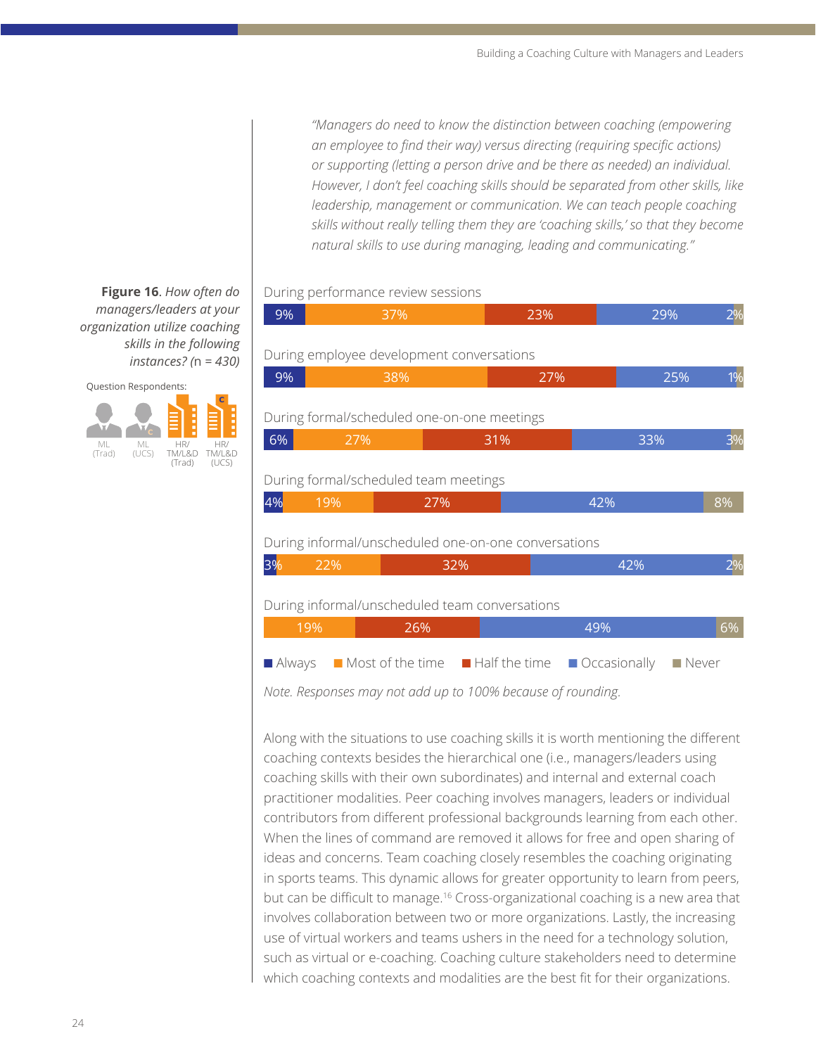*"Managers do need to know the distinction between coaching (empowering an employee to find their way) versus directing (requiring specific actions) or supporting (letting a person drive and be there as needed) an individual. However, I don't feel coaching skills should be separated from other skills, like leadership, management or communication. We can teach people coaching skills without really telling them they are 'coaching skills,' so that they become natural skills to use during managing, leading and communicating."*

**Figure 16**. *How often do managers/leaders at your organization utilize coaching skills in the following instances?* (n = 430)

Question Respondents: ML (Trad), ML (UCS), HR/TM/L&D (Trad), HR/TM/L&D (UCS)

| Instance | Always | Most of the time | Half the time | Occasionally | Never |
|---|---|---|---|---|---|
| During performance review sessions | 9% | 37% | 23% | 29% | 2% |
| During employee development conversations | 9% | 38% | 27% | 25% | 1% |
| During formal/scheduled one-on-one meetings | 6% | 27% | 31% | 33% | 3% |
| During formal/scheduled team meetings | 4% | 19% | 27% | 42% | 8% |
| During informal/unscheduled one-on-one conversations | 3% | 22% | 32% | 42% | 2% |
| During informal/unscheduled team conversations | | 19% | 26% | 49% | 6% |

*Note. Responses may not add up to 100% because of rounding.*

Along with the situations to use coaching skills it is worth mentioning the different coaching contexts besides the hierarchical one (i.e., managers/leaders using coaching skills with their own subordinates) and internal and external coach practitioner modalities. Peer coaching involves managers, leaders or individual contributors from different professional backgrounds learning from each other. When the lines of command are removed it allows for free and open sharing of ideas and concerns. Team coaching closely resembles the coaching originating in sports teams. This dynamic allows for greater opportunity to learn from peers, but can be difficult to manage.[16] Cross-organizational coaching is a new area that involves collaboration between two or more organizations. Lastly, the increasing use of virtual workers and teams ushers in the need for a technology solution, such as virtual or e-coaching. Coaching culture stakeholders need to determine which coaching contexts and modalities are the best fit for their organizations.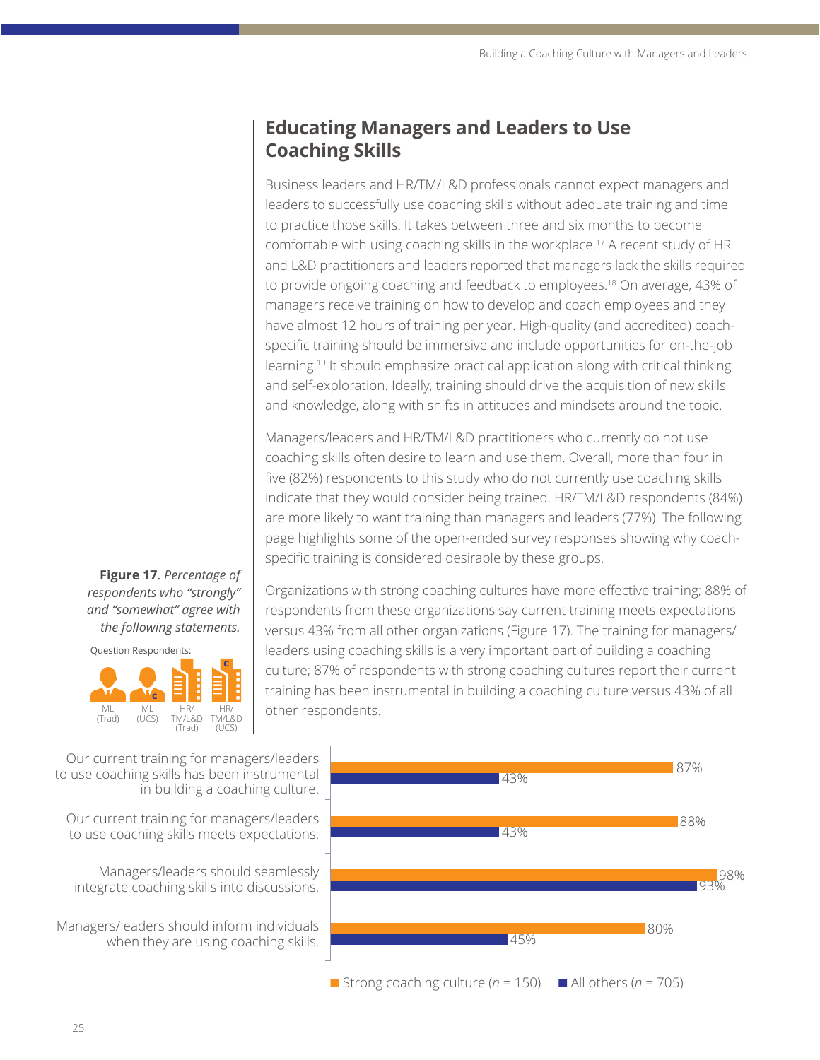## Educating Managers and Leaders to Use Coaching Skills

Business leaders and HR/TM/L&D professionals cannot expect managers and leaders to successfully use coaching skills without adequate training and time to practice those skills. It takes between three and six months to become comfortable with using coaching skills in the workplace.[17] A recent study of HR and L&D practitioners and leaders reported that managers lack the skills required to provide ongoing coaching and feedback to employees.[18] On average, 43% of managers receive training on how to develop and coach employees and they have almost 12 hours of training per year. High-quality (and accredited) coach-specific training should be immersive and include opportunities for on-the-job learning.[19] It should emphasize practical application along with critical thinking and self-exploration. Ideally, training should drive the acquisition of new skills and knowledge, along with shifts in attitudes and mindsets around the topic.

Managers/leaders and HR/TM/L&D practitioners who currently do not use coaching skills often desire to learn and use them. Overall, more than four in five (82%) respondents to this study who do not currently use coaching skills indicate that they would consider being trained. HR/TM/L&D respondents (84%) are more likely to want training than managers and leaders (77%). The following page highlights some of the open-ended survey responses showing why coach-specific training is considered desirable by these groups.

Organizations with strong coaching cultures have more effective training; 88% of respondents from these organizations say current training meets expectations versus 43% from all other organizations (Figure 17). The training for managers/leaders using coaching skills is a very important part of building a coaching culture; 87% of respondents with strong coaching cultures report their current training has been instrumental in building a coaching culture versus 43% of all other respondents.

**Figure 17**. *Percentage of respondents who "strongly" and "somewhat" agree with the following statements.*

Question Respondents: ML (Trad), ML (UCS), HR/TM/L&D (Trad), HR/TM/L&D (UCS)

| Statement | Strong coaching culture ($n$ = 150) | All others ($n$ = 705) |
|---|---|---|
| Our current training for managers/leaders to use coaching skills has been instrumental in building a coaching culture. | 87% | 43% |
| Our current training for managers/leaders to use coaching skills meets expectations. | 88% | 43% |
| Managers/leaders should seamlessly integrate coaching skills into discussions. | 98% | 93% |
| Managers/leaders should inform individuals when they are using coaching skills. | 80% | 45% |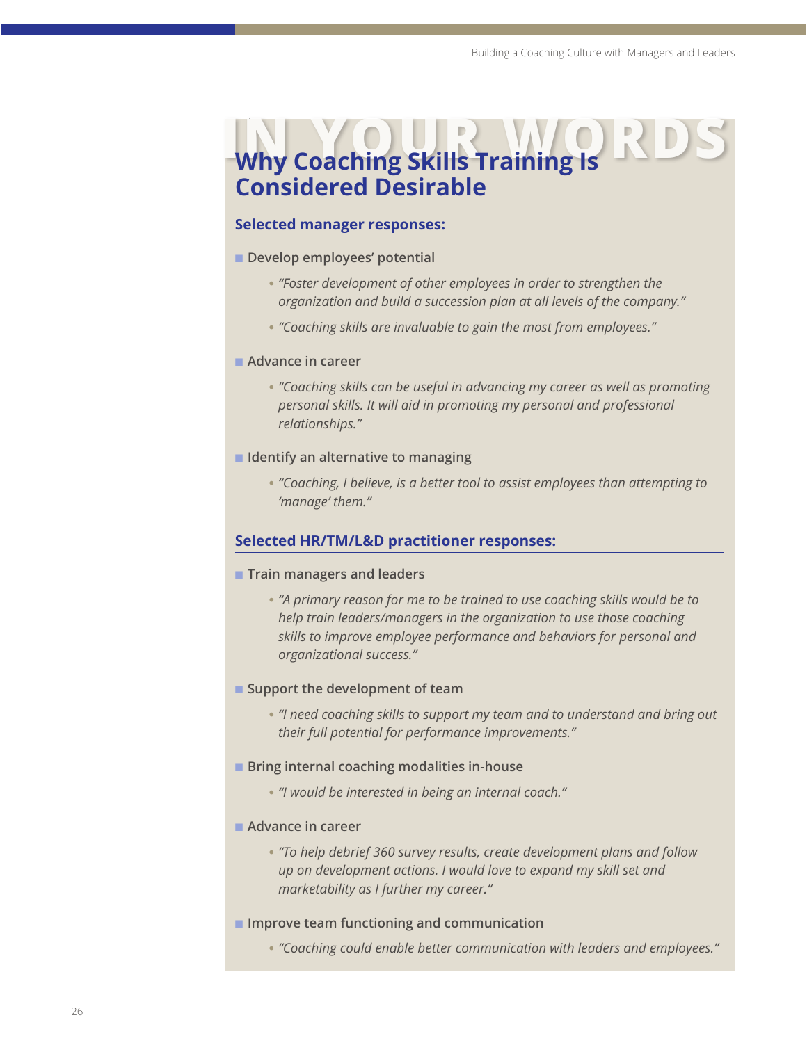# IN YOUR WORDS

## Why Coaching Skills Training Is Considered Desirable

### Selected manager responses:

- **Develop employees' potential**
  - *"Foster development of other employees in order to strengthen the organization and build a succession plan at all levels of the company."*
  - *"Coaching skills are invaluable to gain the most from employees."*
- **Advance in career**
  - *"Coaching skills can be useful in advancing my career as well as promoting personal skills. It will aid in promoting my personal and professional relationships."*
- **Identify an alternative to managing**
  - *"Coaching, I believe, is a better tool to assist employees than attempting to 'manage' them."*

### Selected HR/TM/L&D practitioner responses:

- **Train managers and leaders**
  - *"A primary reason for me to be trained to use coaching skills would be to help train leaders/managers in the organization to use those coaching skills to improve employee performance and behaviors for personal and organizational success."*
- **Support the development of team**
  - *"I need coaching skills to support my team and to understand and bring out their full potential for performance improvements."*
- **Bring internal coaching modalities in-house**
  - *"I would be interested in being an internal coach."*
- **Advance in career**
  - *"To help debrief 360 survey results, create development plans and follow up on development actions. I would love to expand my skill set and marketability as I further my career."*
- **Improve team functioning and communication**
  - *"Coaching could enable better communication with leaders and employees."*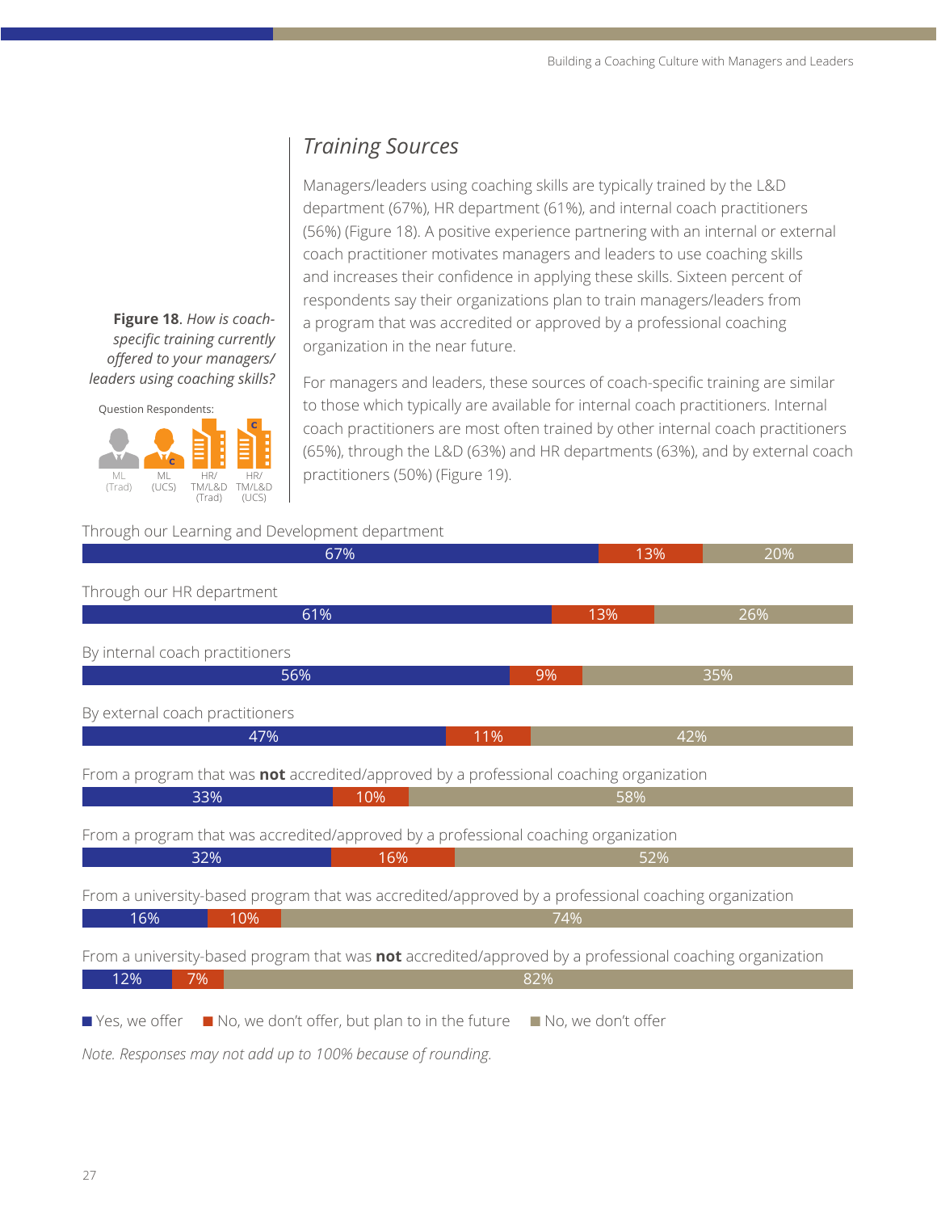## Training Sources

Managers/leaders using coaching skills are typically trained by the L&D department (67%), HR department (61%), and internal coach practitioners (56%) (Figure 18). A positive experience partnering with an internal or external coach practitioner motivates managers and leaders to use coaching skills and increases their confidence in applying these skills. Sixteen percent of respondents say their organizations plan to train managers/leaders from a program that was accredited or approved by a professional coaching organization in the near future.

For managers and leaders, these sources of coach-specific training are similar to those which typically are available for internal coach practitioners. Internal coach practitioners are most often trained by other internal coach practitioners (65%), through the L&D (63%) and HR departments (63%), and by external coach practitioners (50%) (Figure 19).

**Figure 18**. *How is coach-specific training currently offered to your managers/leaders using coaching skills?*

Question Respondents: ML (Trad), ML (UCS), HR/TM/L&D (Trad), HR/TM/L&D (UCS)

| | Yes, we offer | No, we don't offer, but plan to in the future | No, we don't offer |
|---|---|---|---|
| Through our Learning and Development department | 67% | 13% | 20% |
| Through our HR department | 61% | 13% | 26% |
| By internal coach practitioners | 56% | 9% | 35% |
| By external coach practitioners | 47% | 11% | 42% |
| From a program that was **not** accredited/approved by a professional coaching organization | 33% | 10% | 58% |
| From a program that was accredited/approved by a professional coaching organization | 32% | 16% | 52% |
| From a university-based program that was accredited/approved by a professional coaching organization | 16% | 10% | 74% |
| From a university-based program that was **not** accredited/approved by a professional coaching organization | 12% | 7% | 82% |

*Note. Responses may not add up to 100% because of rounding.*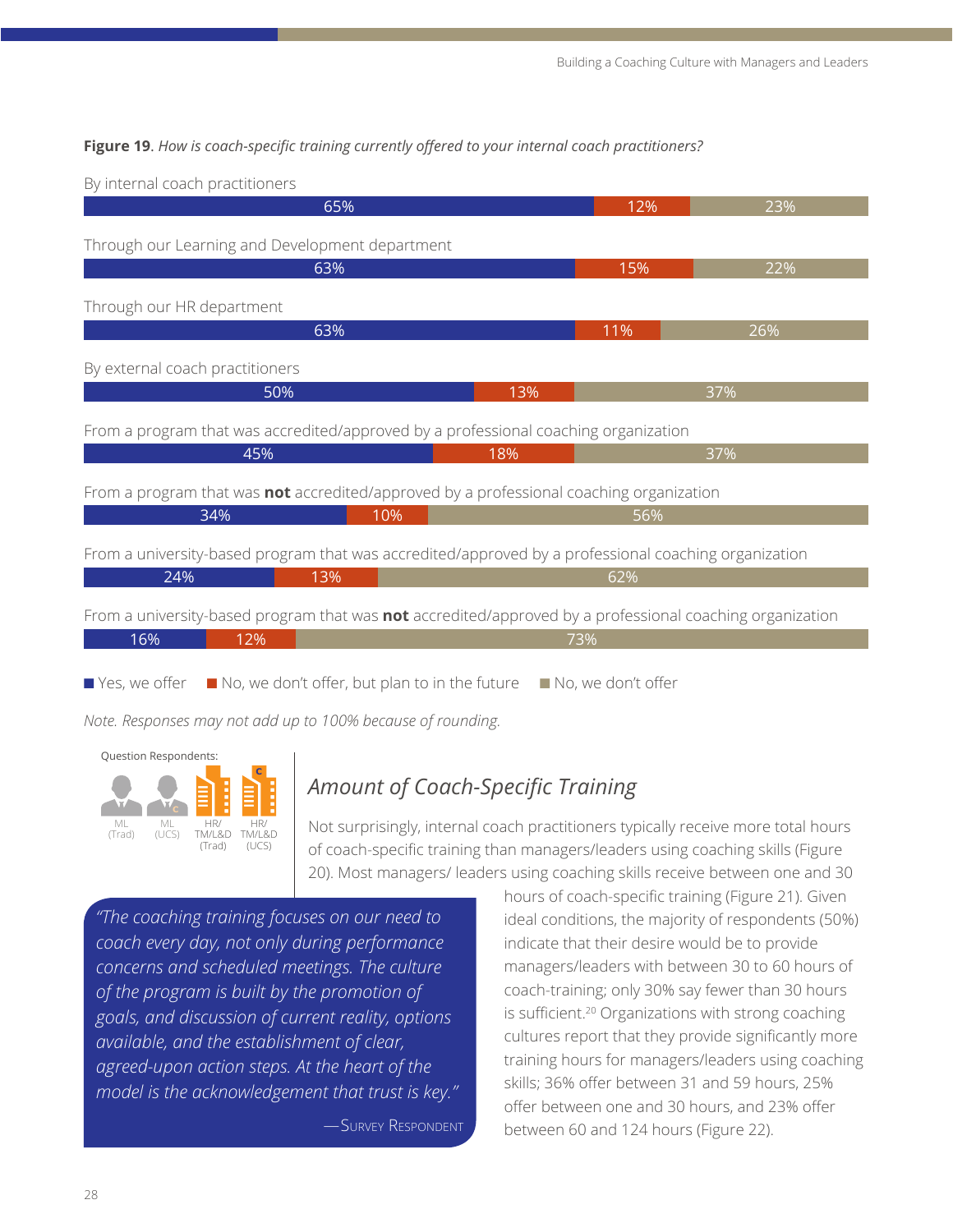**Figure 19**. *How is coach-specific training currently offered to your internal coach practitioners?*

| | Yes, we offer | No, we don't offer, but plan to in the future | No, we don't offer |
|---|---|---|---|
| By internal coach practitioners | 65% | 12% | 23% |
| Through our Learning and Development department | 63% | 15% | 22% |
| Through our HR department | 63% | 11% | 26% |
| By external coach practitioners | 50% | 13% | 37% |
| From a program that was accredited/approved by a professional coaching organization | 45% | 18% | 37% |
| From a program that was **not** accredited/approved by a professional coaching organization | 34% | 10% | 56% |
| From a university-based program that was accredited/approved by a professional coaching organization | 24% | 13% | 62% |
| From a university-based program that was **not** accredited/approved by a professional coaching organization | 16% | 12% | 73% |

*Note. Responses may not add up to 100% because of rounding.*

Question Respondents: ML (Trad), ML (UCS), HR/TM/L&D (Trad), HR/TM/L&D (UCS)

## *Amount of Coach-Specific Training*

Not surprisingly, internal coach practitioners typically receive more total hours of coach-specific training than managers/leaders using coaching skills (Figure 20). Most managers/ leaders using coaching skills receive between one and 30 hours of coach-specific training (Figure 21). Given ideal conditions, the majority of respondents (50%) indicate that their desire would be to provide managers/leaders with between 30 to 60 hours of coach-training; only 30% say fewer than 30 hours is sufficient.[20] Organizations with strong coaching cultures report that they provide significantly more training hours for managers/leaders using coaching skills; 36% offer between 31 and 59 hours, 25% offer between one and 30 hours, and 23% offer between 60 and 124 hours (Figure 22).

> *"The coaching training focuses on our need to coach every day, not only during performance concerns and scheduled meetings. The culture of the program is built by the promotion of goals, and discussion of current reality, options available, and the establishment of clear, agreed-upon action steps. At the heart of the model is the acknowledgement that trust is key."*
>
> —Survey Respondent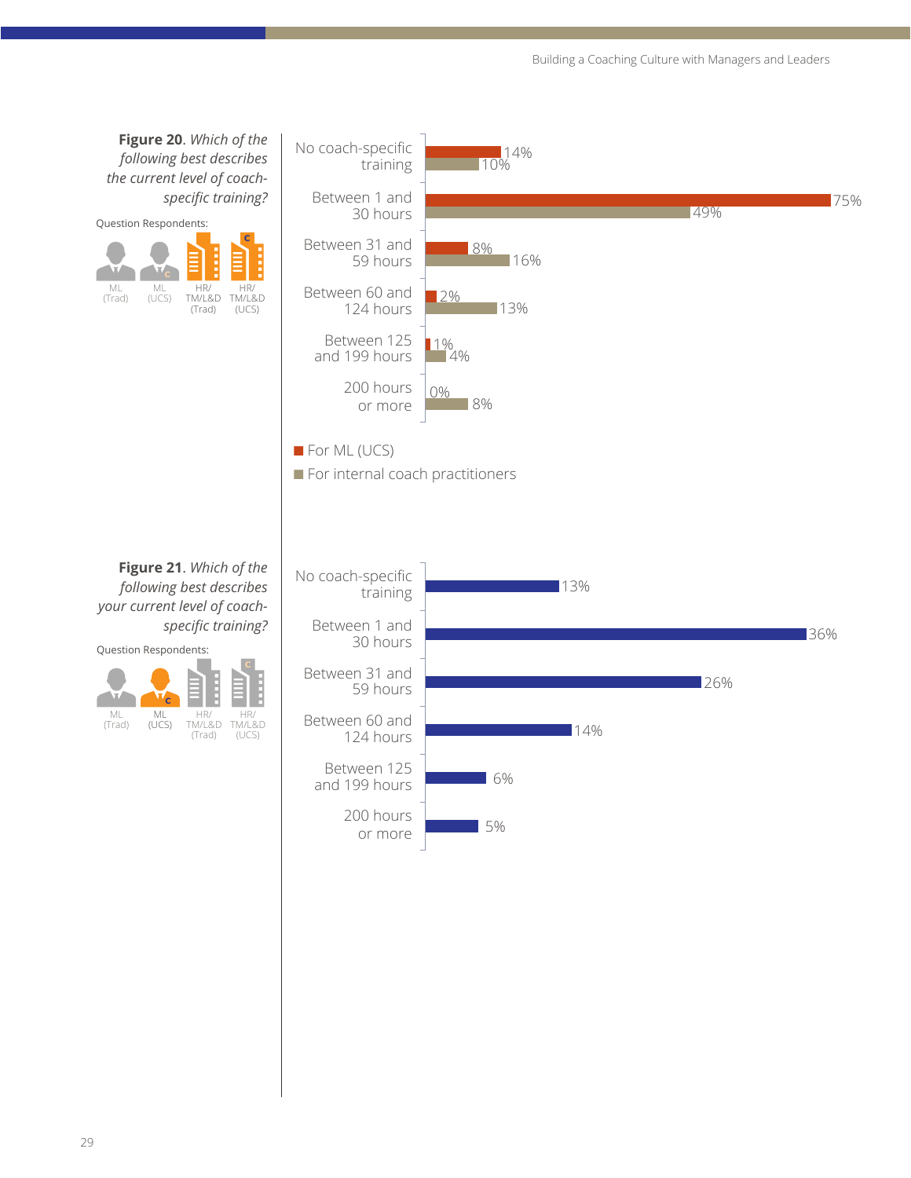**Figure 20**. *Which of the following best describes the current level of coach-specific training?*

Question Respondents: ML (Trad), ML (UCS), HR/TM/L&D (Trad), HR/TM/L&D (UCS)

| | For ML (UCS) | For internal coach practitioners |
|---|---|---|
| No coach-specific training | 14% | 10% |
| Between 1 and 30 hours | 75% | 49% |
| Between 31 and 59 hours | 8% | 16% |
| Between 60 and 124 hours | 2% | 13% |
| Between 125 and 199 hours | 1% | 4% |
| 200 hours or more | 0% | 8% |

**Figure 21**. *Which of the following best describes your current level of coach-specific training?*

Question Respondents: ML (Trad), ML (UCS), HR/TM/L&D (Trad), HR/TM/L&D (UCS)

| | % |
|---|---|
| No coach-specific training | 13% |
| Between 1 and 30 hours | 36% |
| Between 31 and 59 hours | 26% |
| Between 60 and 124 hours | 14% |
| Between 125 and 199 hours | 6% |
| 200 hours or more | 5% |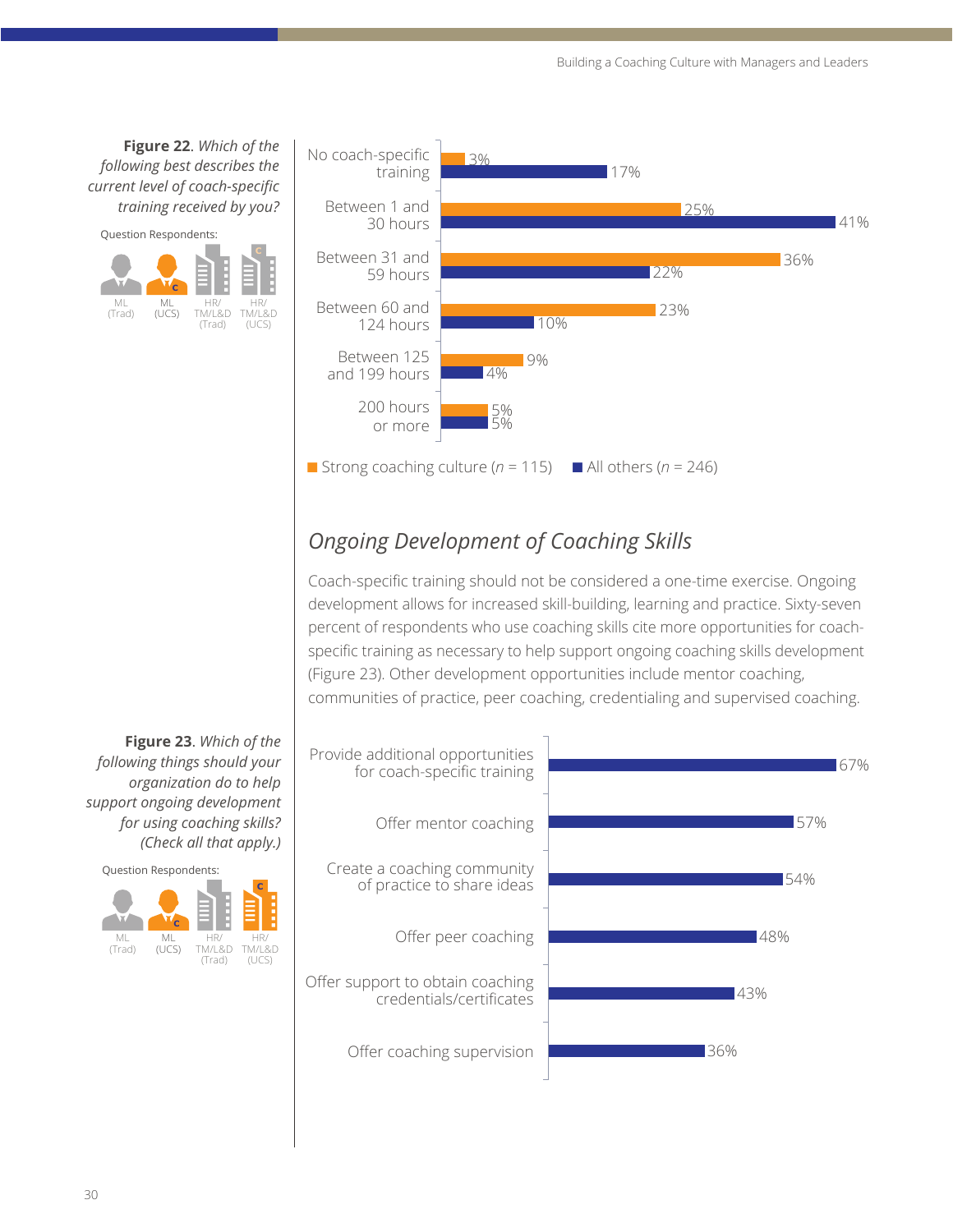**Figure 22**. *Which of the following best describes the current level of coach-specific training received by you?*

Question Respondents: ML (Trad), ML (UCS), HR/TM/L&D (Trad), HR/TM/L&D (UCS)

| | Strong coaching culture (*n* = 115) | All others (*n* = 246) |
|---|---|---|
| No coach-specific training | 3% | 17% |
| Between 1 and 30 hours | 25% | 41% |
| Between 31 and 59 hours | 36% | 22% |
| Between 60 and 124 hours | 23% | 10% |
| Between 125 and 199 hours | 9% | 4% |
| 200 hours or more | 5% | 5% |

## *Ongoing Development of Coaching Skills*

Coach-specific training should not be considered a one-time exercise. Ongoing development allows for increased skill-building, learning and practice. Sixty-seven percent of respondents who use coaching skills cite more opportunities for coach-specific training as necessary to help support ongoing coaching skills development (Figure 23). Other development opportunities include mentor coaching, communities of practice, peer coaching, credentialing and supervised coaching.

**Figure 23**. *Which of the following things should your organization do to help support ongoing development for using coaching skills? (Check all that apply.)*

Question Respondents: ML (Trad), ML (UCS), HR/TM/L&D (Trad), HR/TM/L&D (UCS)

| | % |
|---|---|
| Provide additional opportunities for coach-specific training | 67% |
| Offer mentor coaching | 57% |
| Create a coaching community of practice to share ideas | 54% |
| Offer peer coaching | 48% |
| Offer support to obtain coaching credentials/certificates | 43% |
| Offer coaching supervision | 36% |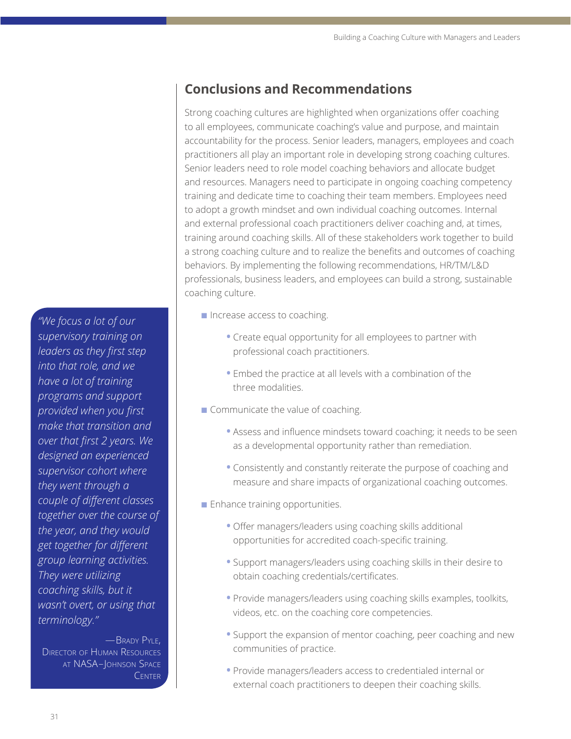## Conclusions and Recommendations

Strong coaching cultures are highlighted when organizations offer coaching to all employees, communicate coaching's value and purpose, and maintain accountability for the process. Senior leaders, managers, employees and coach practitioners all play an important role in developing strong coaching cultures. Senior leaders need to role model coaching behaviors and allocate budget and resources. Managers need to participate in ongoing coaching competency training and dedicate time to coaching their team members. Employees need to adopt a growth mindset and own individual coaching outcomes. Internal and external professional coach practitioners deliver coaching and, at times, training around coaching skills. All of these stakeholders work together to build a strong coaching culture and to realize the benefits and outcomes of coaching behaviors. By implementing the following recommendations, HR/TM/L&D professionals, business leaders, and employees can build a strong, sustainable coaching culture.

- Increase access to coaching.
  - Create equal opportunity for all employees to partner with professional coach practitioners.
  - Embed the practice at all levels with a combination of the three modalities.
- Communicate the value of coaching.
  - Assess and influence mindsets toward coaching; it needs to be seen as a developmental opportunity rather than remediation.
  - Consistently and constantly reiterate the purpose of coaching and measure and share impacts of organizational coaching outcomes.
- Enhance training opportunities.
  - Offer managers/leaders using coaching skills additional opportunities for accredited coach-specific training.
  - Support managers/leaders using coaching skills in their desire to obtain coaching credentials/certificates.
  - Provide managers/leaders using coaching skills examples, toolkits, videos, etc. on the coaching core competencies.
  - Support the expansion of mentor coaching, peer coaching and new communities of practice.
  - Provide managers/leaders access to credentialed internal or external coach practitioners to deepen their coaching skills.

> *"We focus a lot of our supervisory training on leaders as they first step into that role, and we have a lot of training programs and support provided when you first make that transition and over that first 2 years. We designed an experienced supervisor cohort where they went through a couple of different classes together over the course of the year, and they would get together for different group learning activities. They were utilizing coaching skills, but it wasn't overt, or using that terminology."*
>
> — Brady Pyle, Director of Human Resources at NASA–Johnson Space Center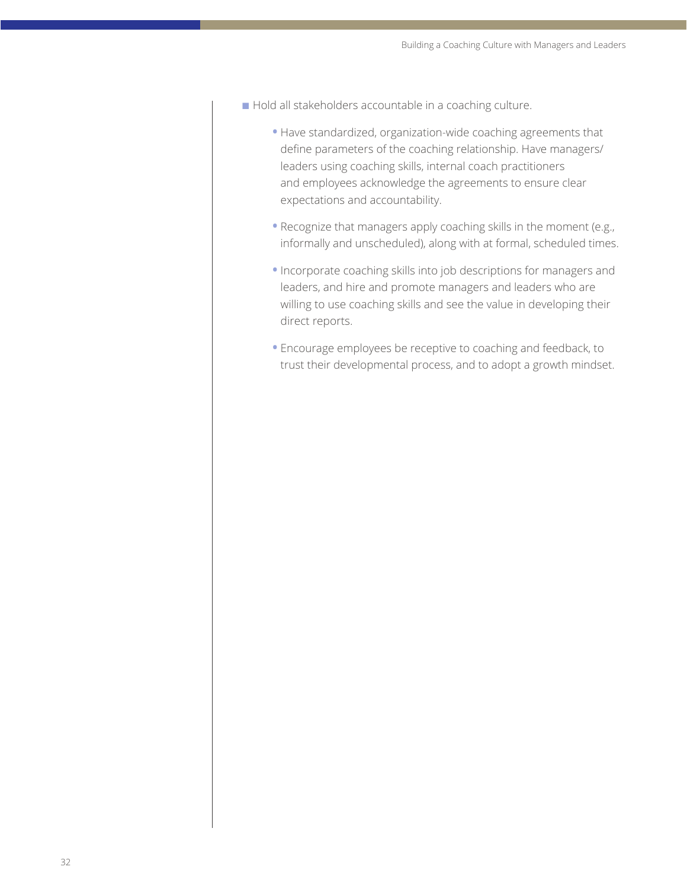- Hold all stakeholders accountable in a coaching culture.
    - Have standardized, organization-wide coaching agreements that define parameters of the coaching relationship. Have managers/leaders using coaching skills, internal coach practitioners and employees acknowledge the agreements to ensure clear expectations and accountability.
    - Recognize that managers apply coaching skills in the moment (e.g., informally and unscheduled), along with at formal, scheduled times.
    - Incorporate coaching skills into job descriptions for managers and leaders, and hire and promote managers and leaders who are willing to use coaching skills and see the value in developing their direct reports.
    - Encourage employees be receptive to coaching and feedback, to trust their developmental process, and to adopt a growth mindset.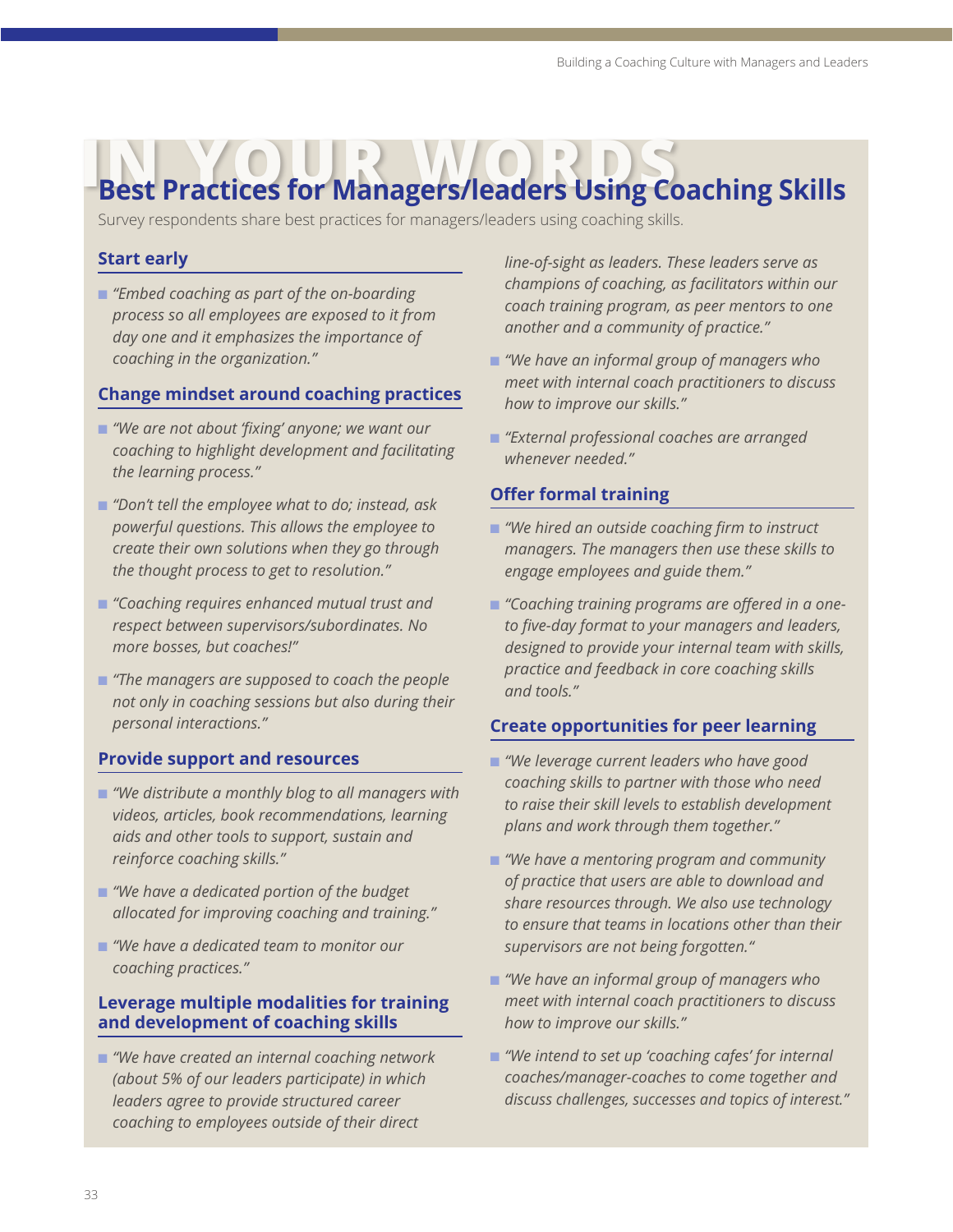IN YOUR WORDS

## Best Practices for Managers/leaders Using Coaching Skills

Survey respondents share best practices for managers/leaders using coaching skills.

### Start early

- *"Embed coaching as part of the on-boarding process so all employees are exposed to it from day one and it emphasizes the importance of coaching in the organization."*

### Change mindset around coaching practices

- *"We are not about 'fixing' anyone; we want our coaching to highlight development and facilitating the learning process."*
- *"Don't tell the employee what to do; instead, ask powerful questions. This allows the employee to create their own solutions when they go through the thought process to get to resolution."*
- *"Coaching requires enhanced mutual trust and respect between supervisors/subordinates. No more bosses, but coaches!"*
- *"The managers are supposed to coach the people not only in coaching sessions but also during their personal interactions."*

### Provide support and resources

- *"We distribute a monthly blog to all managers with videos, articles, book recommendations, learning aids and other tools to support, sustain and reinforce coaching skills."*
- *"We have a dedicated portion of the budget allocated for improving coaching and training."*
- *"We have a dedicated team to monitor our coaching practices."*

### Leverage multiple modalities for training and development of coaching skills

- *"We have created an internal coaching network (about 5% of our leaders participate) in which leaders agree to provide structured career coaching to employees outside of their direct line-of-sight as leaders. These leaders serve as champions of coaching, as facilitators within our coach training program, as peer mentors to one another and a community of practice."*
- *"We have an informal group of managers who meet with internal coach practitioners to discuss how to improve our skills."*
- *"External professional coaches are arranged whenever needed."*

### Offer formal training

- *"We hired an outside coaching firm to instruct managers. The managers then use these skills to engage employees and guide them."*
- *"Coaching training programs are offered in a one- to five-day format to your managers and leaders, designed to provide your internal team with skills, practice and feedback in core coaching skills and tools."*

### Create opportunities for peer learning

- *"We leverage current leaders who have good coaching skills to partner with those who need to raise their skill levels to establish development plans and work through them together."*
- *"We have a mentoring program and community of practice that users are able to download and share resources through. We also use technology to ensure that teams in locations other than their supervisors are not being forgotten."*
- *"We have an informal group of managers who meet with internal coach practitioners to discuss how to improve our skills."*
- *"We intend to set up 'coaching cafes' for internal coaches/manager-coaches to come together and discuss challenges, successes and topics of interest."*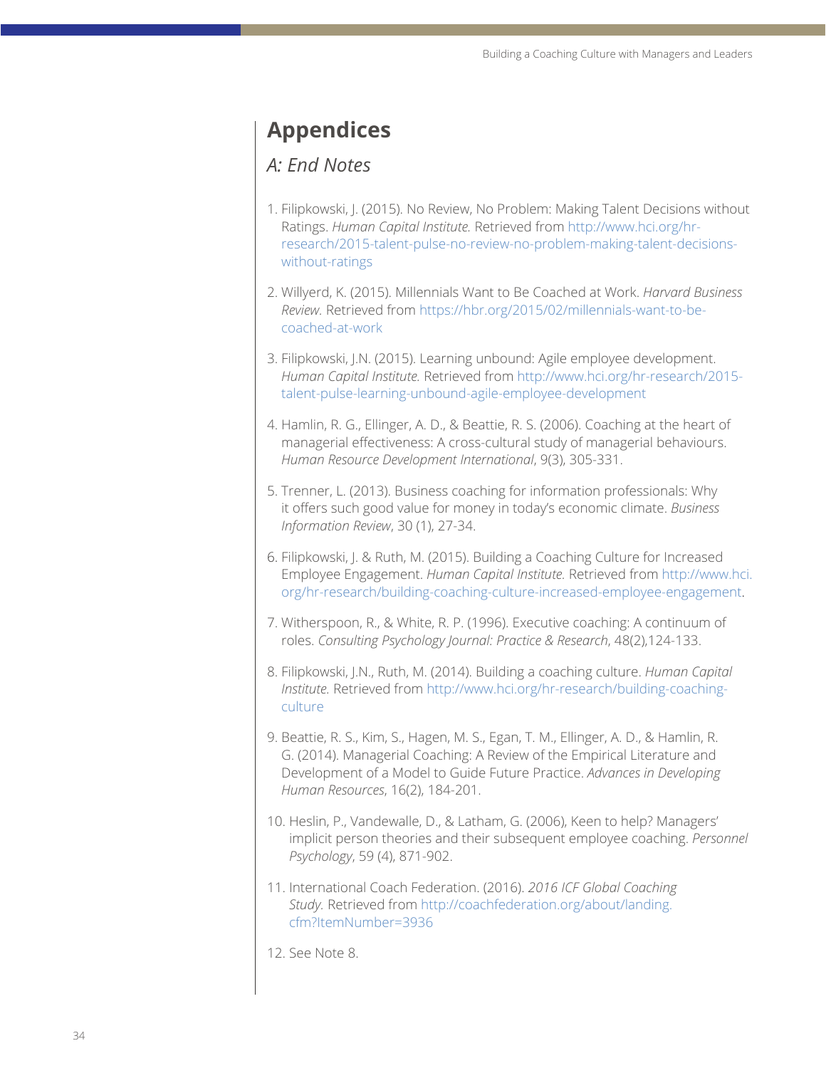# Appendices

## *A: End Notes*

1. Filipkowski, J. (2015). No Review, No Problem: Making Talent Decisions without Ratings. *Human Capital Institute.* Retrieved from http://www.hci.org/hr-research/2015-talent-pulse-no-review-no-problem-making-talent-decisions-without-ratings

2. Willyerd, K. (2015). Millennials Want to Be Coached at Work. *Harvard Business Review.* Retrieved from https://hbr.org/2015/02/millennials-want-to-be-coached-at-work

3. Filipkowski, J.N. (2015). Learning unbound: Agile employee development. *Human Capital Institute.* Retrieved from http://www.hci.org/hr-research/2015-talent-pulse-learning-unbound-agile-employee-development

4. Hamlin, R. G., Ellinger, A. D., & Beattie, R. S. (2006). Coaching at the heart of managerial effectiveness: A cross-cultural study of managerial behaviours. *Human Resource Development International*, 9(3), 305-331.

5. Trenner, L. (2013). Business coaching for information professionals: Why it offers such good value for money in today's economic climate. *Business Information Review*, 30 (1), 27-34.

6. Filipkowski, J. & Ruth, M. (2015). Building a Coaching Culture for Increased Employee Engagement. *Human Capital Institute.* Retrieved from http://www.hci.org/hr-research/building-coaching-culture-increased-employee-engagement.

7. Witherspoon, R., & White, R. P. (1996). Executive coaching: A continuum of roles. *Consulting Psychology Journal: Practice & Research*, 48(2),124-133.

8. Filipkowski, J.N., Ruth, M. (2014). Building a coaching culture. *Human Capital Institute.* Retrieved from http://www.hci.org/hr-research/building-coaching-culture

9. Beattie, R. S., Kim, S., Hagen, M. S., Egan, T. M., Ellinger, A. D., & Hamlin, R. G. (2014). Managerial Coaching: A Review of the Empirical Literature and Development of a Model to Guide Future Practice. *Advances in Developing Human Resources*, 16(2), 184-201.

10. Heslin, P., Vandewalle, D., & Latham, G. (2006), Keen to help? Managers' implicit person theories and their subsequent employee coaching. *Personnel Psychology*, 59 (4), 871-902.

11. International Coach Federation. (2016). *2016 ICF Global Coaching Study.* Retrieved from http://coachfederation.org/about/landing.cfm?ItemNumber=3936

12. See Note 8.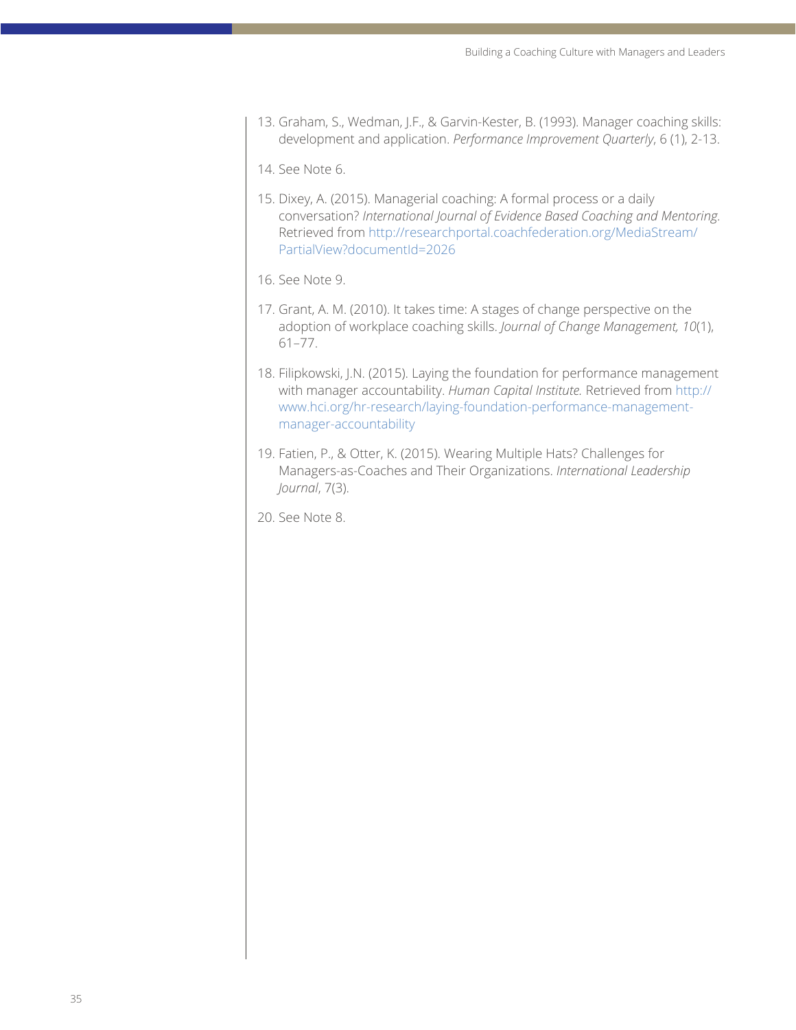13. Graham, S., Wedman, J.F., & Garvin-Kester, B. (1993). Manager coaching skills: development and application. *Performance Improvement Quarterly*, 6 (1), 2-13.

14. See Note 6.

15. Dixey, A. (2015). Managerial coaching: A formal process or a daily conversation? *International Journal of Evidence Based Coaching and Mentoring.* Retrieved from http://researchportal.coachfederation.org/MediaStream/PartialView?documentId=2026

16. See Note 9.

17. Grant, A. M. (2010). It takes time: A stages of change perspective on the adoption of workplace coaching skills. *Journal of Change Management, 10*(1), 61–77.

18. Filipkowski, J.N. (2015). Laying the foundation for performance management with manager accountability. *Human Capital Institute.* Retrieved from http://www.hci.org/hr-research/laying-foundation-performance-management-manager-accountability

19. Fatien, P., & Otter, K. (2015). Wearing Multiple Hats? Challenges for Managers-as-Coaches and Their Organizations. *International Leadership Journal*, 7(3).

20. See Note 8.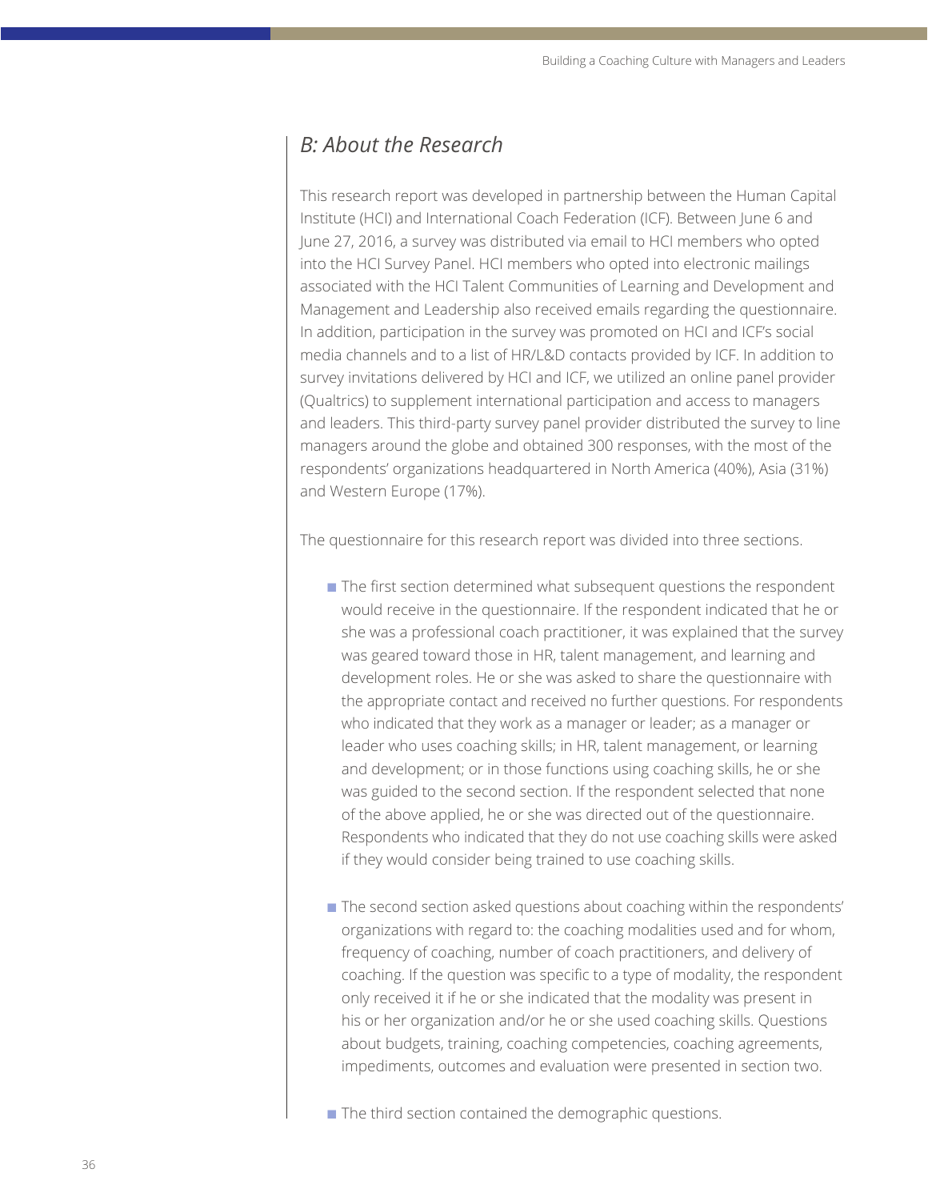## *B: About the Research*

This research report was developed in partnership between the Human Capital Institute (HCI) and International Coach Federation (ICF). Between June 6 and June 27, 2016, a survey was distributed via email to HCI members who opted into the HCI Survey Panel. HCI members who opted into electronic mailings associated with the HCI Talent Communities of Learning and Development and Management and Leadership also received emails regarding the questionnaire. In addition, participation in the survey was promoted on HCI and ICF's social media channels and to a list of HR/L&D contacts provided by ICF. In addition to survey invitations delivered by HCI and ICF, we utilized an online panel provider (Qualtrics) to supplement international participation and access to managers and leaders. This third-party survey panel provider distributed the survey to line managers around the globe and obtained 300 responses, with the most of the respondents' organizations headquartered in North America (40%), Asia (31%) and Western Europe (17%).

The questionnaire for this research report was divided into three sections.

- The first section determined what subsequent questions the respondent would receive in the questionnaire. If the respondent indicated that he or she was a professional coach practitioner, it was explained that the survey was geared toward those in HR, talent management, and learning and development roles. He or she was asked to share the questionnaire with the appropriate contact and received no further questions. For respondents who indicated that they work as a manager or leader; as a manager or leader who uses coaching skills; in HR, talent management, or learning and development; or in those functions using coaching skills, he or she was guided to the second section. If the respondent selected that none of the above applied, he or she was directed out of the questionnaire. Respondents who indicated that they do not use coaching skills were asked if they would consider being trained to use coaching skills.

- The second section asked questions about coaching within the respondents' organizations with regard to: the coaching modalities used and for whom, frequency of coaching, number of coach practitioners, and delivery of coaching. If the question was specific to a type of modality, the respondent only received it if he or she indicated that the modality was present in his or her organization and/or he or she used coaching skills. Questions about budgets, training, coaching competencies, coaching agreements, impediments, outcomes and evaluation were presented in section two.

- The third section contained the demographic questions.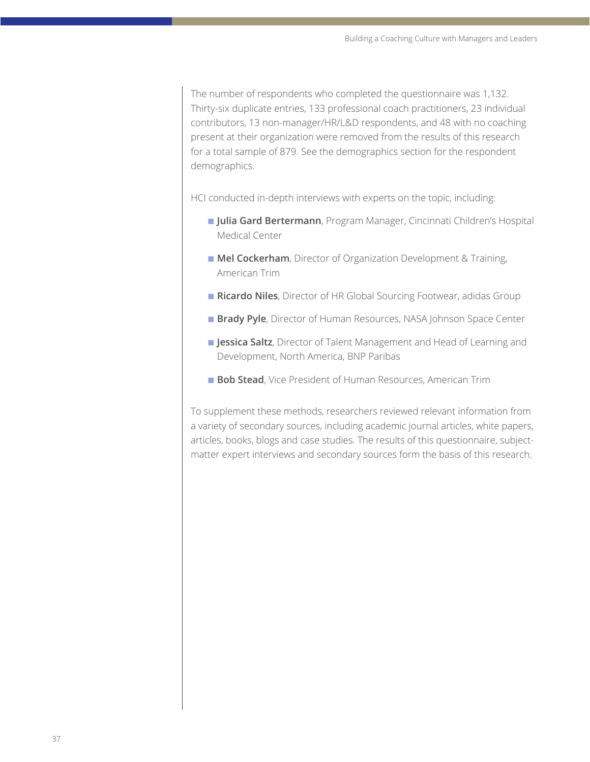The number of respondents who completed the questionnaire was 1,132. Thirty-six duplicate entries, 133 professional coach practitioners, 23 individual contributors, 13 non-manager/HR/L&D respondents, and 48 with no coaching present at their organization were removed from the results of this research for a total sample of 879. See the demographics section for the respondent demographics.

HCI conducted in-depth interviews with experts on the topic, including:

- **Julia Gard Bertermann**, Program Manager, Cincinnati Children's Hospital Medical Center
- **Mel Cockerham**, Director of Organization Development & Training, American Trim
- **Ricardo Niles**, Director of HR Global Sourcing Footwear, adidas Group
- **Brady Pyle**, Director of Human Resources, NASA Johnson Space Center
- **Jessica Saltz**, Director of Talent Management and Head of Learning and Development, North America, BNP Paribas
- **Bob Stead**, Vice President of Human Resources, American Trim

To supplement these methods, researchers reviewed relevant information from a variety of secondary sources, including academic journal articles, white papers, articles, books, blogs and case studies. The results of this questionnaire, subject-matter expert interviews and secondary sources form the basis of this research.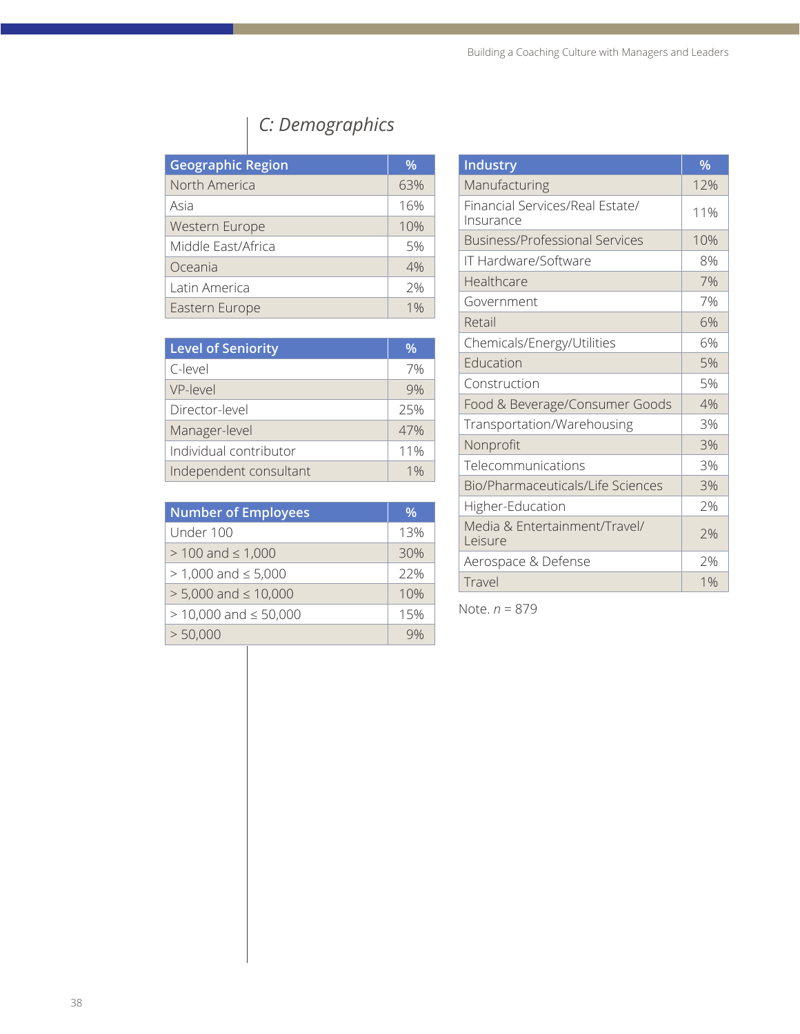## C: Demographics

| Geographic Region | % |
|---|---|
| North America | 63% |
| Asia | 16% |
| Western Europe | 10% |
| Middle East/Africa | 5% |
| Oceania | 4% |
| Latin America | 2% |
| Eastern Europe | 1% |

| Level of Seniority | % |
|---|---|
| C-level | 7% |
| VP-level | 9% |
| Director-level | 25% |
| Manager-level | 47% |
| Individual contributor | 11% |
| Independent consultant | 1% |

| Number of Employees | % |
|---|---|
| Under 100 | 13% |
| > 100 and ≤ 1,000 | 30% |
| > 1,000 and ≤ 5,000 | 22% |
| > 5,000 and ≤ 10,000 | 10% |
| > 10,000 and ≤ 50,000 | 15% |
| > 50,000 | 9% |

| Industry | % |
|---|---|
| Manufacturing | 12% |
| Financial Services/Real Estate/ Insurance | 11% |
| Business/Professional Services | 10% |
| IT Hardware/Software | 8% |
| Healthcare | 7% |
| Government | 7% |
| Retail | 6% |
| Chemicals/Energy/Utilities | 6% |
| Education | 5% |
| Construction | 5% |
| Food & Beverage/Consumer Goods | 4% |
| Transportation/Warehousing | 3% |
| Nonprofit | 3% |
| Telecommunications | 3% |
| Bio/Pharmaceuticals/Life Sciences | 3% |
| Higher-Education | 2% |
| Media & Entertainment/Travel/ Leisure | 2% |
| Aerospace & Defense | 2% |
| Travel | 1% |

Note. *n* = 879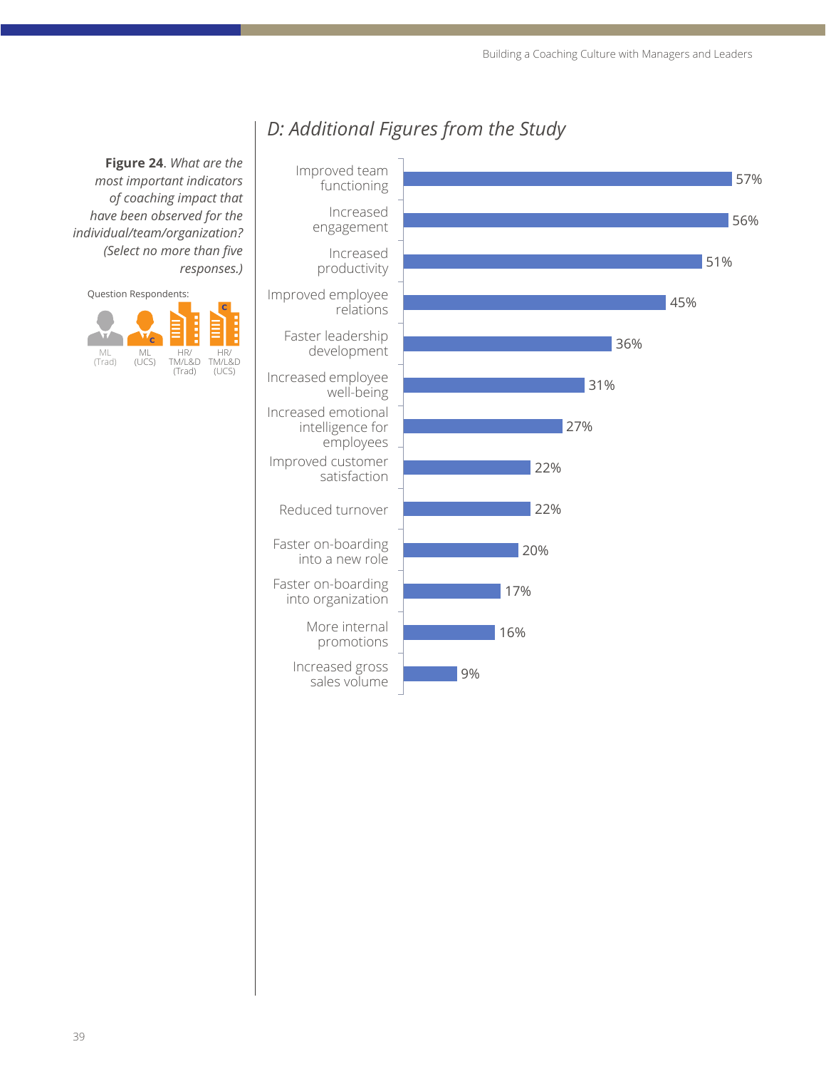## D: Additional Figures from the Study

**Figure 24**. *What are the most important indicators of coaching impact that have been observed for the individual/team/organization? (Select no more than five responses.)*

Question Respondents:

ML (Trad) | ML (UCS) | HR/TM/L&D (Trad) | HR/TM/L&D (UCS)

| Indicator | Percentage |
| --- | --- |
| Improved team functioning | 57% |
| Increased engagement | 56% |
| Increased productivity | 51% |
| Improved employee relations | 45% |
| Faster leadership development | 36% |
| Increased employee well-being | 31% |
| Increased emotional intelligence for employees | 27% |
| Improved customer satisfaction | 22% |
| Reduced turnover | 22% |
| Faster on-boarding into a new role | 20% |
| Faster on-boarding into organization | 17% |
| More internal promotions | 16% |
| Increased gross sales volume | 9% |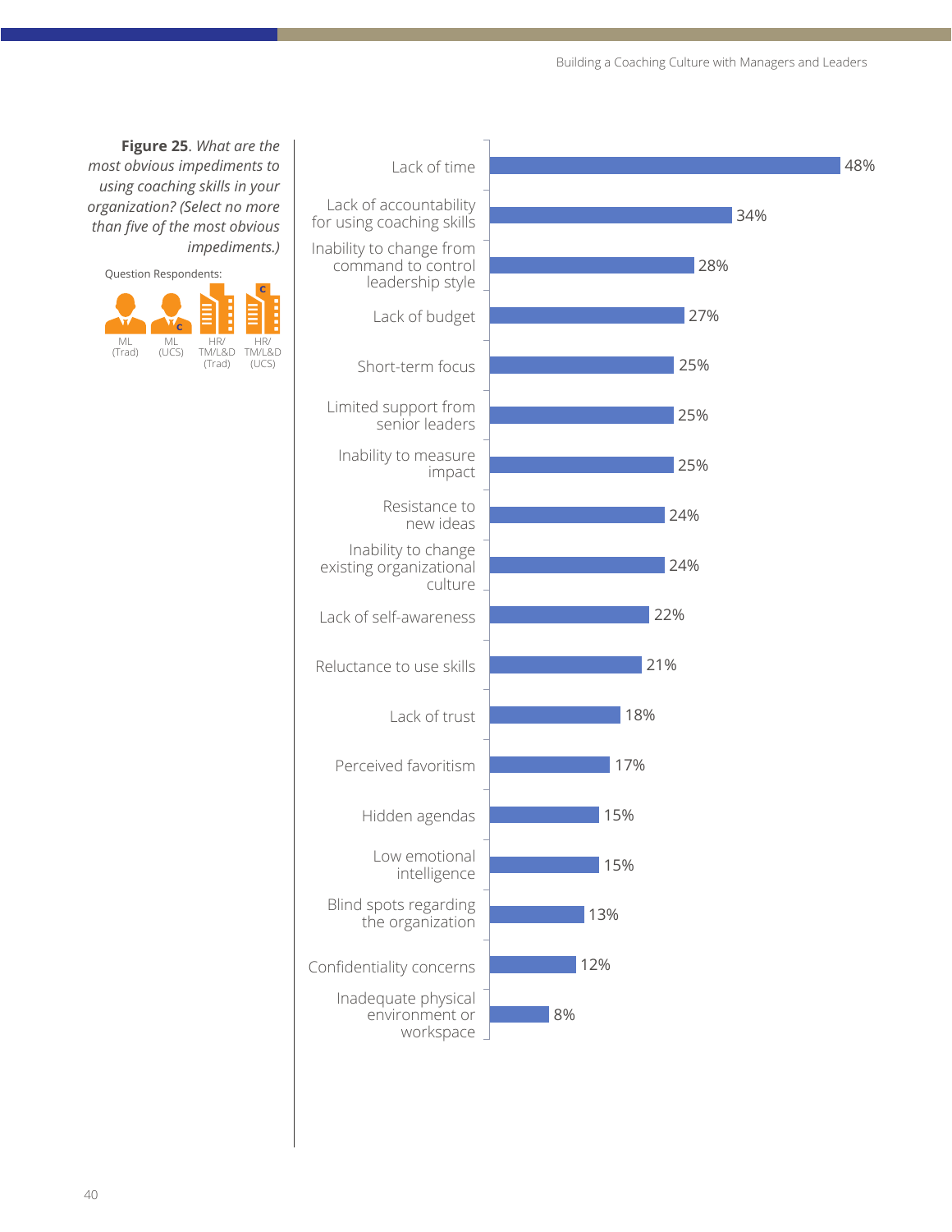**Figure 25**. *What are the most obvious impediments to using coaching skills in your organization? (Select no more than five of the most obvious impediments.)*

Question Respondents: ML (Trad), ML (UCS), HR/TM/L&D (Trad), HR/TM/L&D (UCS)

| Impediment | Percentage |
|---|---|
| Lack of time | 48% |
| Lack of accountability for using coaching skills | 34% |
| Inability to change from command to control leadership style | 28% |
| Lack of budget | 27% |
| Short-term focus | 25% |
| Limited support from senior leaders | 25% |
| Inability to measure impact | 25% |
| Resistance to new ideas | 24% |
| Inability to change existing organizational culture | 24% |
| Lack of self-awareness | 22% |
| Reluctance to use skills | 21% |
| Lack of trust | 18% |
| Perceived favoritism | 17% |
| Hidden agendas | 15% |
| Low emotional intelligence | 15% |
| Blind spots regarding the organization | 13% |
| Confidentiality concerns | 12% |
| Inadequate physical environment or workspace | 8% |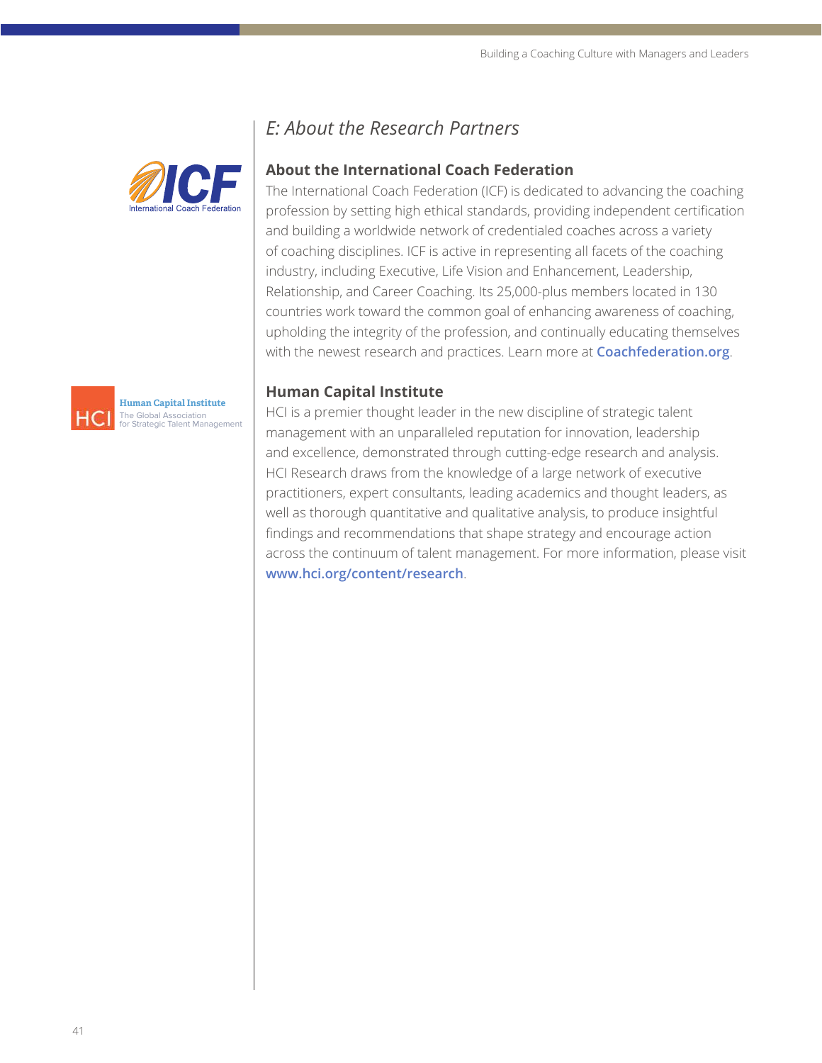## *E: About the Research Partners*

### About the International Coach Federation

The International Coach Federation (ICF) is dedicated to advancing the coaching profession by setting high ethical standards, providing independent certification and building a worldwide network of credentialed coaches across a variety of coaching disciplines. ICF is active in representing all facets of the coaching industry, including Executive, Life Vision and Enhancement, Leadership, Relationship, and Career Coaching. Its 25,000-plus members located in 130 countries work toward the common goal of enhancing awareness of coaching, upholding the integrity of the profession, and continually educating themselves with the newest research and practices. Learn more at **Coachfederation.org**.

### Human Capital Institute

HCI is a premier thought leader in the new discipline of strategic talent management with an unparalleled reputation for innovation, leadership and excellence, demonstrated through cutting-edge research and analysis. HCI Research draws from the knowledge of a large network of executive practitioners, expert consultants, leading academics and thought leaders, as well as thorough quantitative and qualitative analysis, to produce insightful findings and recommendations that shape strategy and encourage action across the continuum of talent management. For more information, please visit **www.hci.org/content/research**.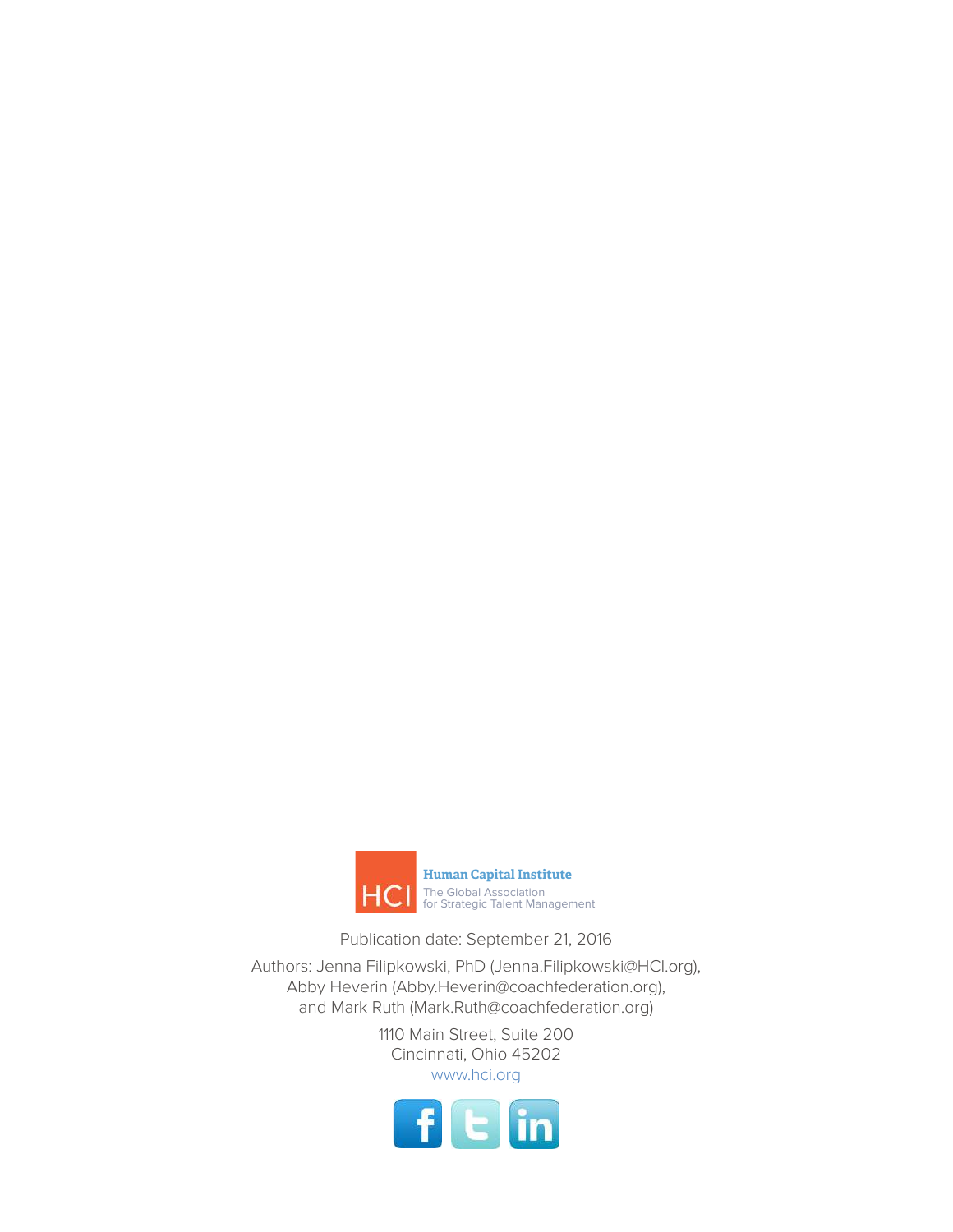HCI

**Human Capital Institute**

The Global Association
for Strategic Talent Management

Publication date: September 21, 2016

Authors: Jenna Filipkowski, PhD (Jenna.Filipkowski@HCI.org),
Abby Heverin (Abby.Heverin@coachfederation.org),
and Mark Ruth (Mark.Ruth@coachfederation.org)

1110 Main Street, Suite 200
Cincinnati, Ohio 45202
www.hci.org